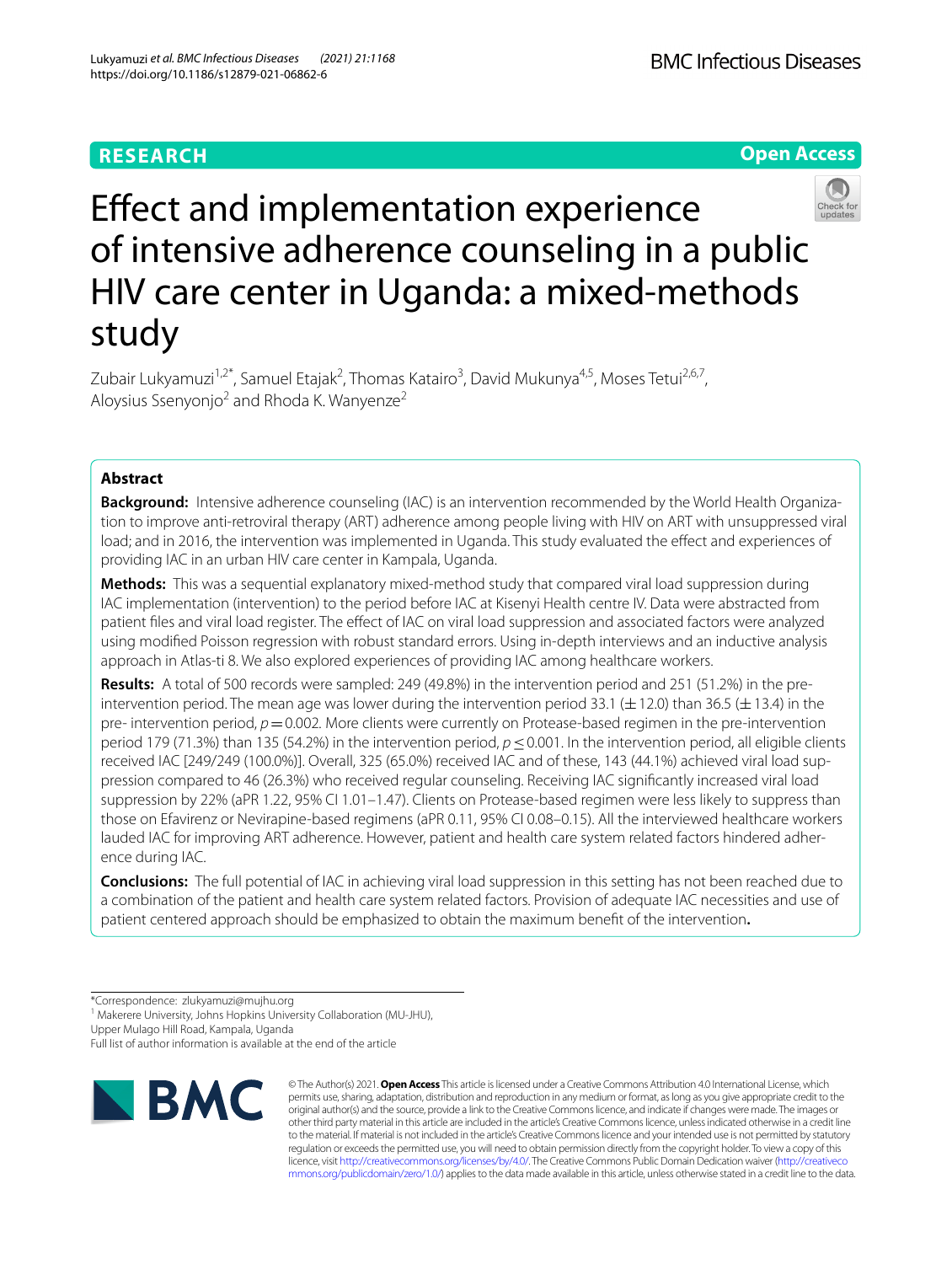RESEARCH

Open Access

# Effect and implementation experience of intensive adherence counseling in a public HIV care center in Uganda: a mixed-methods study

Zubair Lukyamuzi[1,2*], Samuel Etajak[2], Thomas Katairo[3], David Mukunya[4,5], Moses Tetui[2,6,7], Aloysius Ssenyonjo[2] and Rhoda K. Wanyenze[2]

## Abstract

**Background:** Intensive adherence counseling (IAC) is an intervention recommended by the World Health Organization to improve anti-retroviral therapy (ART) adherence among people living with HIV on ART with unsuppressed viral load; and in 2016, the intervention was implemented in Uganda. This study evaluated the effect and experiences of providing IAC in an urban HIV care center in Kampala, Uganda.

**Methods:** This was a sequential explanatory mixed-method study that compared viral load suppression during IAC implementation (intervention) to the period before IAC at Kisenyi Health centre IV. Data were abstracted from patient files and viral load register. The effect of IAC on viral load suppression and associated factors were analyzed using modified Poisson regression with robust standard errors. Using in-depth interviews and an inductive analysis approach in Atlas-ti 8. We also explored experiences of providing IAC among healthcare workers.

**Results:** A total of 500 records were sampled: 249 (49.8%) in the intervention period and 251 (51.2%) in the pre-intervention period. The mean age was lower during the intervention period 33.1 (±12.0) than 36.5 (±13.4) in the pre- intervention period, $p = 0.002$. More clients were currently on Protease-based regimen in the pre-intervention period 179 (71.3%) than 135 (54.2%) in the intervention period, $p \leq 0.001$. In the intervention period, all eligible clients received IAC [249/249 (100.0%)]. Overall, 325 (65.0%) received IAC and of these, 143 (44.1%) achieved viral load suppression compared to 46 (26.3%) who received regular counseling. Receiving IAC significantly increased viral load suppression by 22% (aPR 1.22, 95% CI 1.01–1.47). Clients on Protease-based regimen were less likely to suppress than those on Efavirenz or Nevirapine-based regimens (aPR 0.11, 95% CI 0.08–0.15). All the interviewed healthcare workers lauded IAC for improving ART adherence. However, patient and health care system related factors hindered adherence during IAC.

**Conclusions:** The full potential of IAC in achieving viral load suppression in this setting has not been reached due to a combination of the patient and health care system related factors. Provision of adequate IAC necessities and use of patient centered approach should be emphasized to obtain the maximum benefit of the intervention.

*Correspondence: zlukyamuzi@mujhu.org

[1] Makerere University, Johns Hopkins University Collaboration (MU-JHU), Upper Mulago Hill Road, Kampala, Uganda

Full list of author information is available at the end of the article

© The Author(s) 2021. **Open Access** This article is licensed under a Creative Commons Attribution 4.0 International License, which permits use, sharing, adaptation, distribution and reproduction in any medium or format, as long as you give appropriate credit to the original author(s) and the source, provide a link to the Creative Commons licence, and indicate if changes were made. The images or other third party material in this article are included in the article's Creative Commons licence, unless indicated otherwise in a credit line to the material. If material is not included in the article's Creative Commons licence and your intended use is not permitted by statutory regulation or exceeds the permitted use, you will need to obtain permission directly from the copyright holder. To view a copy of this licence, visit http://creativecommons.org/licenses/by/4.0/. The Creative Commons Public Domain Dedication waiver (http://creativecommons.org/publicdomain/zero/1.0/) applies to the data made available in this article, unless otherwise stated in a credit line to the data.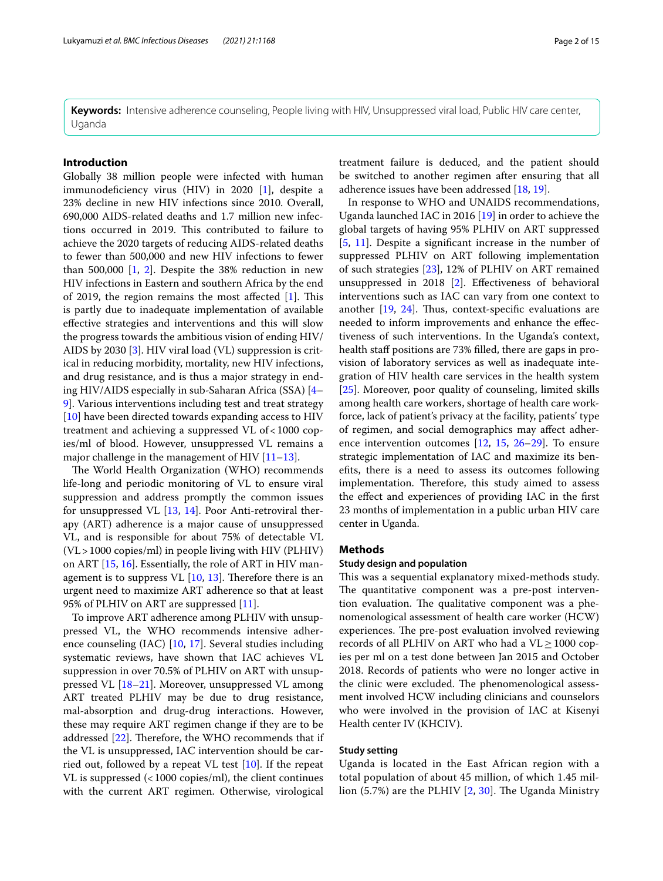**Keywords:** Intensive adherence counseling, People living with HIV, Unsuppressed viral load, Public HIV care center, Uganda

## Introduction

Globally 38 million people were infected with human immunodeficiency virus (HIV) in 2020 [1], despite a 23% decline in new HIV infections since 2010. Overall, 690,000 AIDS-related deaths and 1.7 million new infections occurred in 2019. This contributed to failure to achieve the 2020 targets of reducing AIDS-related deaths to fewer than 500,000 and new HIV infections to fewer than 500,000 [1, 2]. Despite the 38% reduction in new HIV infections in Eastern and southern Africa by the end of 2019, the region remains the most affected [1]. This is partly due to inadequate implementation of available effective strategies and interventions and this will slow the progress towards the ambitious vision of ending HIV/AIDS by 2030 [3]. HIV viral load (VL) suppression is critical in reducing morbidity, mortality, new HIV infections, and drug resistance, and is thus a major strategy in ending HIV/AIDS especially in sub-Saharan Africa (SSA) [4–9]. Various interventions including test and treat strategy [10] have been directed towards expanding access to HIV treatment and achieving a suppressed VL of < 1000 copies/ml of blood. However, unsuppressed VL remains a major challenge in the management of HIV [11–13].

The World Health Organization (WHO) recommends life-long and periodic monitoring of VL to ensure viral suppression and address promptly the common issues for unsuppressed VL [13, 14]. Poor Anti-retroviral therapy (ART) adherence is a major cause of unsuppressed VL, and is responsible for about 75% of detectable VL (VL > 1000 copies/ml) in people living with HIV (PLHIV) on ART [15, 16]. Essentially, the role of ART in HIV management is to suppress VL [10, 13]. Therefore there is an urgent need to maximize ART adherence so that at least 95% of PLHIV on ART are suppressed [11].

To improve ART adherence among PLHIV with unsuppressed VL, the WHO recommends intensive adherence counseling (IAC) [10, 17]. Several studies including systematic reviews, have shown that IAC achieves VL suppression in over 70.5% of PLHIV on ART with unsuppressed VL [18–21]. Moreover, unsuppressed VL among ART treated PLHIV may be due to drug resistance, mal-absorption and drug-drug interactions. However, these may require ART regimen change if they are to be addressed [22]. Therefore, the WHO recommends that if the VL is unsuppressed, IAC intervention should be carried out, followed by a repeat VL test [10]. If the repeat VL is suppressed (< 1000 copies/ml), the client continues with the current ART regimen. Otherwise, virological treatment failure is deduced, and the patient should be switched to another regimen after ensuring that all adherence issues have been addressed [18, 19].

In response to WHO and UNAIDS recommendations, Uganda launched IAC in 2016 [19] in order to achieve the global targets of having 95% PLHIV on ART suppressed [5, 11]. Despite a significant increase in the number of suppressed PLHIV on ART following implementation of such strategies [23], 12% of PLHIV on ART remained unsuppressed in 2018 [2]. Effectiveness of behavioral interventions such as IAC can vary from one context to another [19, 24]. Thus, context-specific evaluations are needed to inform improvements and enhance the effectiveness of such interventions. In the Uganda's context, health staff positions are 73% filled, there are gaps in provision of laboratory services as well as inadequate integration of HIV health care services in the health system [25]. Moreover, poor quality of counseling, limited skills among health care workers, shortage of health care workforce, lack of patient's privacy at the facility, patients' type of regimen, and social demographics may affect adherence intervention outcomes [12, 15, 26–29]. To ensure strategic implementation of IAC and maximize its benefits, there is a need to assess its outcomes following implementation. Therefore, this study aimed to assess the effect and experiences of providing IAC in the first 23 months of implementation in a public urban HIV care center in Uganda.

## Methods

### Study design and population

This was a sequential explanatory mixed-methods study. The quantitative component was a pre-post intervention evaluation. The qualitative component was a phenomenological assessment of health care worker (HCW) experiences. The pre-post evaluation involved reviewing records of all PLHIV on ART who had a VL ≥ 1000 copies per ml on a test done between Jan 2015 and October 2018. Records of patients who were no longer active in the clinic were excluded. The phenomenological assessment involved HCW including clinicians and counselors who were involved in the provision of IAC at Kisenyi Health center IV (KHCIV).

### Study setting

Uganda is located in the East African region with a total population of about 45 million, of which 1.45 million (5.7%) are the PLHIV [2, 30]. The Uganda Ministry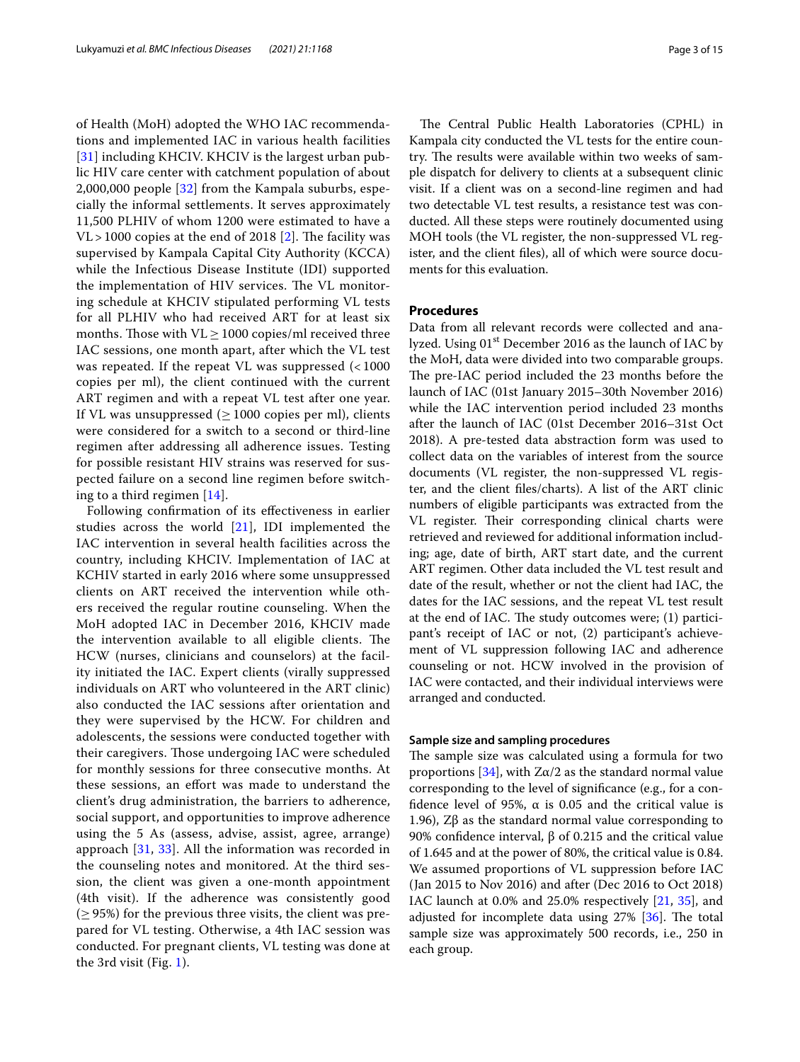of Health (MoH) adopted the WHO IAC recommendations and implemented IAC in various health facilities [31] including KHCIV. KHCIV is the largest urban public HIV care center with catchment population of about 2,000,000 people [32] from the Kampala suburbs, especially the informal settlements. It serves approximately 11,500 PLHIV of whom 1200 were estimated to have a VL > 1000 copies at the end of 2018 [2]. The facility was supervised by Kampala Capital City Authority (KCCA) while the Infectious Disease Institute (IDI) supported the implementation of HIV services. The VL monitoring schedule at KHCIV stipulated performing VL tests for all PLHIV who had received ART for at least six months. Those with VL ≥ 1000 copies/ml received three IAC sessions, one month apart, after which the VL test was repeated. If the repeat VL was suppressed (< 1000 copies per ml), the client continued with the current ART regimen and with a repeat VL test after one year. If VL was unsuppressed (≥ 1000 copies per ml), clients were considered for a switch to a second or third-line regimen after addressing all adherence issues. Testing for possible resistant HIV strains was reserved for suspected failure on a second line regimen before switching to a third regimen [14].

Following confirmation of its effectiveness in earlier studies across the world [21], IDI implemented the IAC intervention in several health facilities across the country, including KHCIV. Implementation of IAC at KCHIV started in early 2016 where some unsuppressed clients on ART received the intervention while others received the regular routine counseling. When the MoH adopted IAC in December 2016, KHCIV made the intervention available to all eligible clients. The HCW (nurses, clinicians and counselors) at the facility initiated the IAC. Expert clients (virally suppressed individuals on ART who volunteered in the ART clinic) also conducted the IAC sessions after orientation and they were supervised by the HCW. For children and adolescents, the sessions were conducted together with their caregivers. Those undergoing IAC were scheduled for monthly sessions for three consecutive months. At these sessions, an effort was made to understand the client's drug administration, the barriers to adherence, social support, and opportunities to improve adherence using the 5 As (assess, advise, assist, agree, arrange) approach [31, 33]. All the information was recorded in the counseling notes and monitored. At the third session, the client was given a one-month appointment (4th visit). If the adherence was consistently good (≥ 95%) for the previous three visits, the client was prepared for VL testing. Otherwise, a 4th IAC session was conducted. For pregnant clients, VL testing was done at the 3rd visit (Fig. 1).

The Central Public Health Laboratories (CPHL) in Kampala city conducted the VL tests for the entire country. The results were available within two weeks of sample dispatch for delivery to clients at a subsequent clinic visit. If a client was on a second-line regimen and had two detectable VL test results, a resistance test was conducted. All these steps were routinely documented using MOH tools (the VL register, the non-suppressed VL register, and the client files), all of which were source documents for this evaluation.

## Procedures

Data from all relevant records were collected and analyzed. Using 01st December 2016 as the launch of IAC by the MoH, data were divided into two comparable groups. The pre-IAC period included the 23 months before the launch of IAC (01st January 2015–30th November 2016) while the IAC intervention period included 23 months after the launch of IAC (01st December 2016–31st Oct 2018). A pre-tested data abstraction form was used to collect data on the variables of interest from the source documents (VL register, the non-suppressed VL register, and the client files/charts). A list of the ART clinic numbers of eligible participants was extracted from the VL register. Their corresponding clinical charts were retrieved and reviewed for additional information including; age, date of birth, ART start date, and the current ART regimen. Other data included the VL test result and date of the result, whether or not the client had IAC, the dates for the IAC sessions, and the repeat VL test result at the end of IAC. The study outcomes were; (1) participant's receipt of IAC or not, (2) participant's achievement of VL suppression following IAC and adherence counseling or not. HCW involved in the provision of IAC were contacted, and their individual interviews were arranged and conducted.

### Sample size and sampling procedures

The sample size was calculated using a formula for two proportions [34], with $Z\alpha/2$ as the standard normal value corresponding to the level of significance (e.g., for a confidence level of 95%, $\alpha$ is 0.05 and the critical value is 1.96), $Z\beta$ as the standard normal value corresponding to 90% confidence interval, $\beta$ of 0.215 and the critical value of 1.645 and at the power of 80%, the critical value is 0.84. We assumed proportions of VL suppression before IAC (Jan 2015 to Nov 2016) and after (Dec 2016 to Oct 2018) IAC launch at 0.0% and 25.0% respectively [21, 35], and adjusted for incomplete data using 27% [36]. The total sample size was approximately 500 records, i.e., 250 in each group.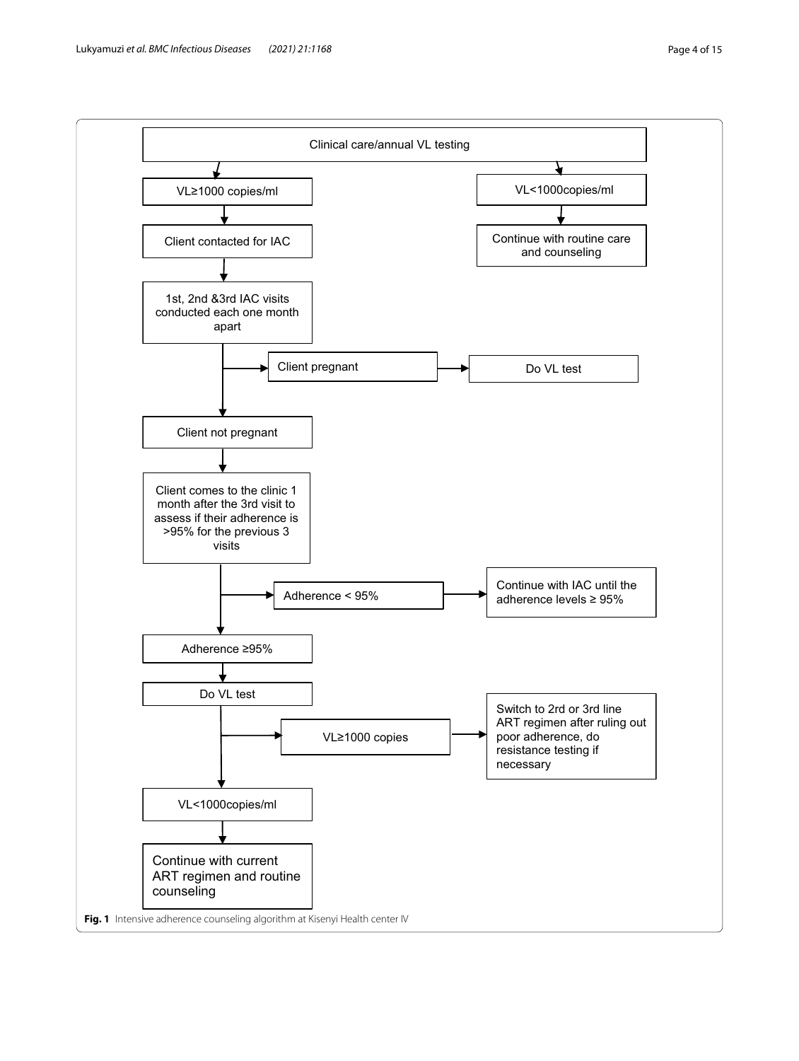Clinical care/annual VL testing

VL≥1000 copies/ml

VL<1000copies/ml

Continue with routine care and counseling

Client contacted for IAC

1st, 2nd &3rd IAC visits conducted each one month apart

Client pregnant

Do VL test

Client not pregnant

Client comes to the clinic 1 month after the 3rd visit to assess if their adherence is >95% for the previous 3 visits

Adherence < 95%

Continue with IAC until the adherence levels ≥ 95%

Adherence ≥95%

Do VL test

VL≥1000 copies

Switch to 2rd or 3rd line ART regimen after ruling out poor adherence, do resistance testing if necessary

VL<1000copies/ml

Continue with current ART regimen and routine counseling

**Fig. 1** Intensive adherence counseling algorithm at Kisenyi Health center IV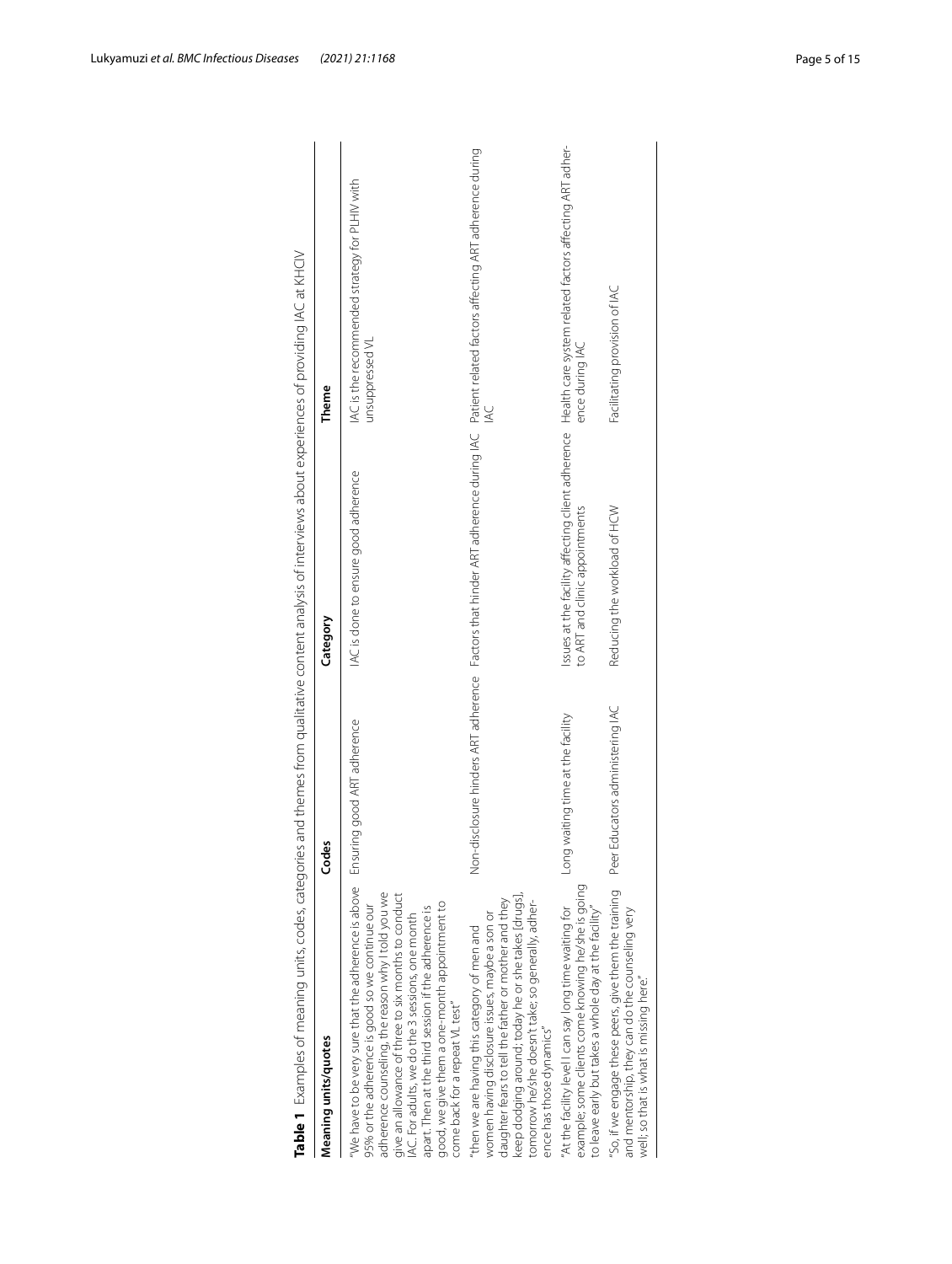**Table 1** Examples of meaning units, codes, categories and themes from qualitative content analysis of interviews about experiences of providing IAC at KHCIV

| Meaning units/quotes | Codes | Category | Theme |
|---|---|---|---|
| "We have to be very sure that the adherence is above 95% or the adherence is good so we continue our adherence counseling, the reason why I told you we give an allowance of three to six months to conduct IAC. For adults, we do the 3 sessions, one month apart. Then at the third session if the adherence is good, we give them a one-month appointment to come back for a repeat VL test" | Ensuring good ART adherence | IAC is done to ensure good adherence | IAC is the recommended strategy for PLHIV with unsuppressed VL |
| "then we are having this category of men and women having disclosure issues, maybe a son or daughter fears to tell the father or mother and they keep dodging around; today he or she takes [drugs], tomorrow he/she doesn't take; so generally, adherence has those dynamics" | Non-disclosure hinders ART adherence | Factors that hinder ART adherence during IAC | Patient related factors affecting ART adherence during IAC |
| "At the facility level I can say long time waiting for example; some clients come knowing he/she is going to leave early but takes a whole day at the facility" | Long waiting time at the facility | Issues at the facility affecting client adherence to ART and clinic appointments | Health care system related factors affecting ART adherence during IAC |
| "So, if we engage these peers, give them the training and mentorship, they can do the counseling very well; so that is what is missing here." | Peer Educators administering IAC | Reducing the workload of HCW | Facilitating provision of IAC |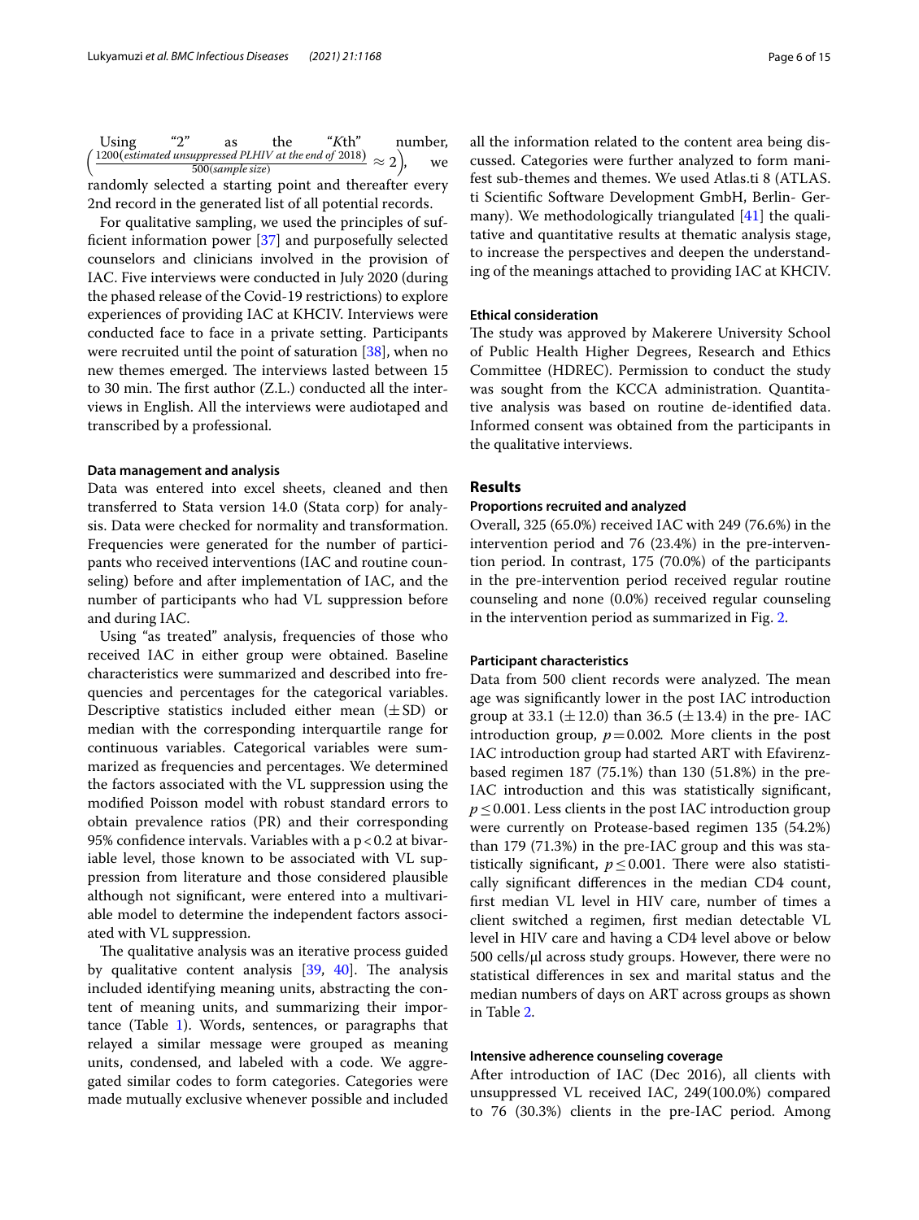Using "2" as the "*K*th" number, $\left(\frac{1200(\textit{estimated unsuppressed PLHIV at the end of 2018})}{500(\textit{sample size})} \approx 2\right)$, we randomly selected a starting point and thereafter every 2nd record in the generated list of all potential records.

For qualitative sampling, we used the principles of sufficient information power [37] and purposefully selected counselors and clinicians involved in the provision of IAC. Five interviews were conducted in July 2020 (during the phased release of the Covid-19 restrictions) to explore experiences of providing IAC at KHCIV. Interviews were conducted face to face in a private setting. Participants were recruited until the point of saturation [38], when no new themes emerged. The interviews lasted between 15 to 30 min. The first author (Z.L.) conducted all the interviews in English. All the interviews were audiotaped and transcribed by a professional.

#### Data management and analysis

Data was entered into excel sheets, cleaned and then transferred to Stata version 14.0 (Stata corp) for analysis. Data were checked for normality and transformation. Frequencies were generated for the number of participants who received interventions (IAC and routine counseling) before and after implementation of IAC, and the number of participants who had VL suppression before and during IAC.

Using "as treated" analysis, frequencies of those who received IAC in either group were obtained. Baseline characteristics were summarized and described into frequencies and percentages for the categorical variables. Descriptive statistics included either mean ($\pm$SD) or median with the corresponding interquartile range for continuous variables. Categorical variables were summarized as frequencies and percentages. We determined the factors associated with the VL suppression using the modified Poisson model with robust standard errors to obtain prevalence ratios (PR) and their corresponding 95% confidence intervals. Variables with a $p<0.2$ at bivariable level, those known to be associated with VL suppression from literature and those considered plausible although not significant, were entered into a multivariable model to determine the independent factors associated with VL suppression.

The qualitative analysis was an iterative process guided by qualitative content analysis [39, 40]. The analysis included identifying meaning units, abstracting the content of meaning units, and summarizing their importance (Table 1). Words, sentences, or paragraphs that relayed a similar message were grouped as meaning units, condensed, and labeled with a code. We aggregated similar codes to form categories. Categories were made mutually exclusive whenever possible and included all the information related to the content area being discussed. Categories were further analyzed to form manifest sub-themes and themes. We used Atlas.ti 8 (ATLAS. ti Scientific Software Development GmbH, Berlin- Germany). We methodologically triangulated [41] the qualitative and quantitative results at thematic analysis stage, to increase the perspectives and deepen the understanding of the meanings attached to providing IAC at KHCIV.

#### Ethical consideration

The study was approved by Makerere University School of Public Health Higher Degrees, Research and Ethics Committee (HDREC). Permission to conduct the study was sought from the KCCA administration. Quantitative analysis was based on routine de-identified data. Informed consent was obtained from the participants in the qualitative interviews.

## Results

#### Proportions recruited and analyzed

Overall, 325 (65.0%) received IAC with 249 (76.6%) in the intervention period and 76 (23.4%) in the pre-intervention period. In contrast, 175 (70.0%) of the participants in the pre-intervention period received regular routine counseling and none (0.0%) received regular counseling in the intervention period as summarized in Fig. 2.

#### Participant characteristics

Data from 500 client records were analyzed. The mean age was significantly lower in the post IAC introduction group at 33.1 ($\pm$12.0) than 36.5 ($\pm$13.4) in the pre- IAC introduction group, $p=0.002$. More clients in the post IAC introduction group had started ART with Efavirenz-based regimen 187 (75.1%) than 130 (51.8%) in the pre-IAC introduction and this was statistically significant, $p\leq0.001$. Less clients in the post IAC introduction group were currently on Protease-based regimen 135 (54.2%) than 179 (71.3%) in the pre-IAC group and this was statistically significant, $p\leq0.001$. There were also statistically significant differences in the median CD4 count, first median VL level in HIV care, number of times a client switched a regimen, first median detectable VL level in HIV care and having a CD4 level above or below 500 cells/μl across study groups. However, there were no statistical differences in sex and marital status and the median numbers of days on ART across groups as shown in Table 2.

#### Intensive adherence counseling coverage

After introduction of IAC (Dec 2016), all clients with unsuppressed VL received IAC, 249(100.0%) compared to 76 (30.3%) clients in the pre-IAC period. Among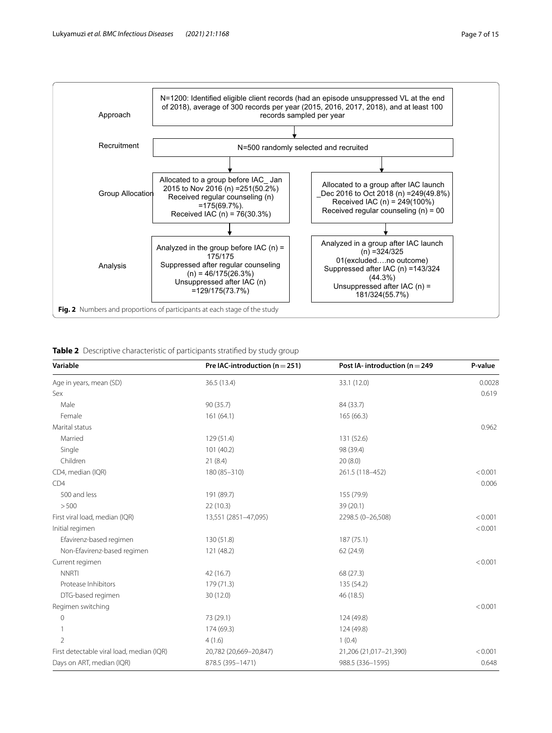Approach

N=1200: Identified eligible client records (had an episode unsuppressed VL at the end of 2018), average of 300 records per year (2015, 2016, 2017, 2018), and at least 100 records sampled per year

Recruitment

N=500 randomly selected and recruited

Group Allocation

Allocated to a group before IAC_ Jan 2015 to Nov 2016 (n) =251(50.2%)
Received regular counseling (n) =175(69.7%).
Received IAC (n) = 76(30.3%)

Allocated to a group after IAC launch _Dec 2016 to Oct 2018 (n) =249(49.8%)
Received IAC (n) = 249(100%)
Received regular counseling (n) = 00

Analysis

Analyzed in the group before IAC (n) = 175/175
Suppressed after regular counseling (n) = 46/175(26.3%)
Unsuppressed after IAC (n) =129/175(73.7%)

Analyzed in a group after IAC launch (n) =324/325
01(excluded….no outcome)
Suppressed after IAC (n) =143/324 (44.3%)
Unsuppressed after IAC (n) = 181/324(55.7%)

**Fig. 2** Numbers and proportions of participants at each stage of the study

**Table 2** Descriptive characteristic of participants stratified by study group

| Variable | Pre IAC-introduction (n = 251) | Post IA- introduction (n = 249 | P-value |
|---|---|---|---|
| Age in years, mean (SD) | 36.5 (13.4) | 33.1 (12.0) | 0.0028 |
| Sex | | | 0.619 |
| Male | 90 (35.7) | 84 (33.7) | |
| Female | 161 (64.1) | 165 (66.3) | |
| Marital status | | | 0.962 |
| Married | 129 (51.4) | 131 (52.6) | |
| Single | 101 (40.2) | 98 (39.4) | |
| Children | 21 (8.4) | 20 (8.0) | |
| CD4, median (IQR) | 180 (85–310) | 261.5 (118–452) | < 0.001 |
| CD4 | | | 0.006 |
| 500 and less | 191 (89.7) | 155 (79.9) | |
| > 500 | 22 (10.3) | 39 (20.1) | |
| First viral load, median (IQR) | 13,551 (2851–47,095) | 2298.5 (0–26,508) | < 0.001 |
| Initial regimen | | | < 0.001 |
| Efavirenz-based regimen | 130 (51.8) | 187 (75.1) | |
| Non-Efavirenz-based regimen | 121 (48.2) | 62 (24.9) | |
| Current regimen | | | < 0.001 |
| NNRTI | 42 (16.7) | 68 (27.3) | |
| Protease Inhibitors | 179 (71.3) | 135 (54.2) | |
| DTG-based regimen | 30 (12.0) | 46 (18.5) | |
| Regimen switching | | | < 0.001 |
| 0 | 73 (29.1) | 124 (49.8) | |
| 1 | 174 (69.3) | 124 (49.8) | |
| 2 | 4 (1.6) | 1 (0.4) | |
| First detectable viral load, median (IQR) | 20,782 (20,669–20,847) | 21,206 (21,017–21,390) | < 0.001 |
| Days on ART, median (IQR) | 878.5 (395–1471) | 988.5 (336–1595) | 0.648 |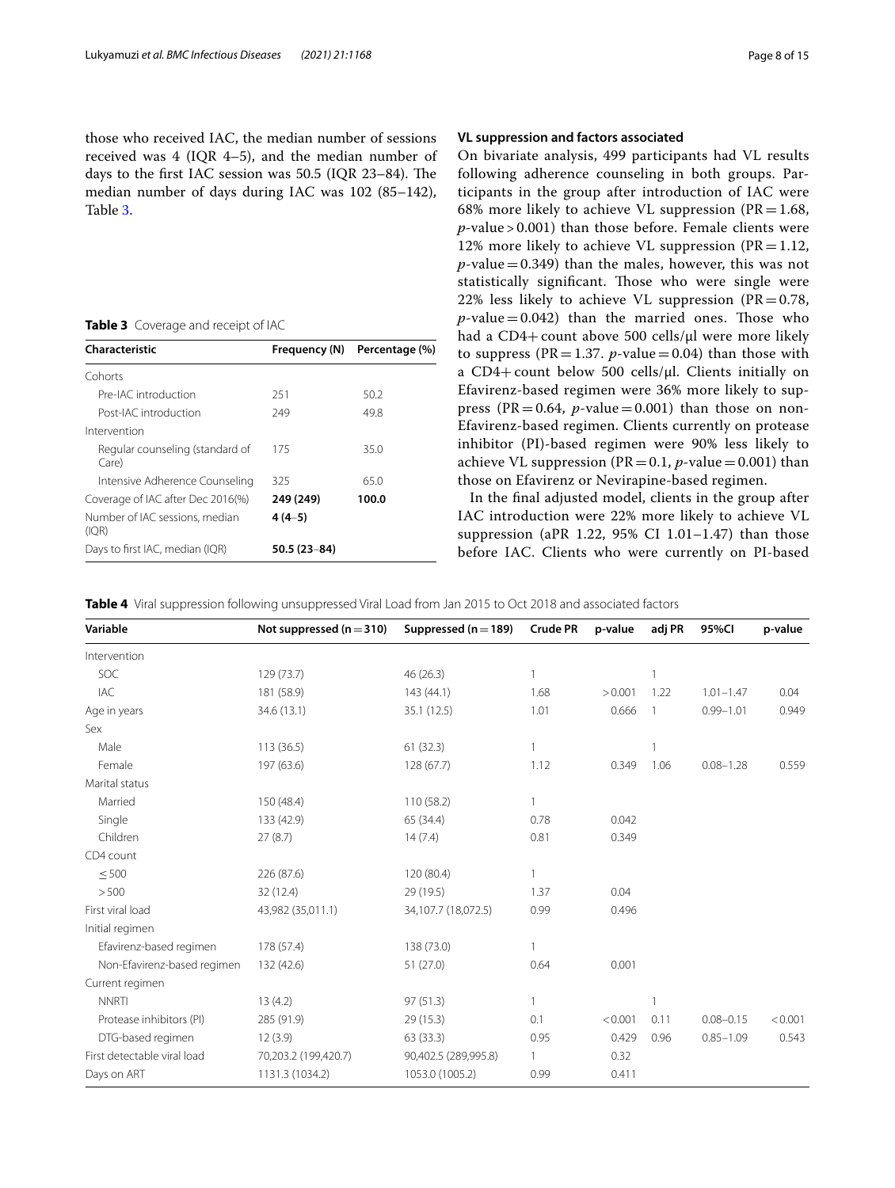those who received IAC, the median number of sessions received was 4 (IQR 4–5), and the median number of days to the first IAC session was 50.5 (IQR 23–84). The median number of days during IAC was 102 (85–142), Table 3.

**Table 3** Coverage and receipt of IAC

| Characteristic | Frequency (N) | Percentage (%) |
|---|---|---|
| Cohorts | | |
| Pre-IAC introduction | 251 | 50.2 |
| Post-IAC introduction | 249 | 49.8 |
| Intervention | | |
| Regular counseling (standard of Care) | 175 | 35.0 |
| Intensive Adherence Counseling | 325 | 65.0 |
| Coverage of IAC after Dec 2016(%) | **249 (249)** | **100.0** |
| Number of IAC sessions, median (IQR) | **4 (4–5)** | |
| Days to first IAC, median (IQR) | **50.5 (23–84)** | |

### VL suppression and factors associated

On bivariate analysis, 499 participants had VL results following adherence counseling in both groups. Participants in the group after introduction of IAC were 68% more likely to achieve VL suppression (PR = 1.68, $p$-value > 0.001) than those before. Female clients were 12% more likely to achieve VL suppression (PR = 1.12, $p$-value = 0.349) than the males, however, this was not statistically significant. Those who were single were 22% less likely to achieve VL suppression (PR = 0.78, $p$-value = 0.042) than the married ones. Those who had a CD4+ count above 500 cells/µl were more likely to suppress (PR = 1.37. $p$-value = 0.04) than those with a CD4+ count below 500 cells/µl. Clients initially on Efavirenz-based regimen were 36% more likely to suppress (PR = 0.64, $p$-value = 0.001) than those on non-Efavirenz-based regimen. Clients currently on protease inhibitor (PI)-based regimen were 90% less likely to achieve VL suppression (PR = 0.1, $p$-value = 0.001) than those on Efavirenz or Nevirapine-based regimen.

In the final adjusted model, clients in the group after IAC introduction were 22% more likely to achieve VL suppression (aPR 1.22, 95% CI 1.01–1.47) than those before IAC. Clients who were currently on PI-based

**Table 4** Viral suppression following unsuppressed Viral Load from Jan 2015 to Oct 2018 and associated factors

| Variable | Not suppressed (n = 310) | Suppressed (n = 189) | Crude PR | p-value | adj PR | 95%CI | p-value |
|---|---|---|---|---|---|---|---|
| Intervention | | | | | | | |
| SOC | 129 (73.7) | 46 (26.3) | 1 | | 1 | | |
| IAC | 181 (58.9) | 143 (44.1) | 1.68 | > 0.001 | 1.22 | 1.01–1.47 | 0.04 |
| Age in years | 34.6 (13.1) | 35.1 (12.5) | 1.01 | 0.666 | 1 | 0.99–1.01 | 0.949 |
| Sex | | | | | | | |
| Male | 113 (36.5) | 61 (32.3) | 1 | | 1 | | |
| Female | 197 (63.6) | 128 (67.7) | 1.12 | 0.349 | 1.06 | 0.08–1.28 | 0.559 |
| Marital status | | | | | | | |
| Married | 150 (48.4) | 110 (58.2) | 1 | | | | |
| Single | 133 (42.9) | 65 (34.4) | 0.78 | 0.042 | | | |
| Children | 27 (8.7) | 14 (7.4) | 0.81 | 0.349 | | | |
| CD4 count | | | | | | | |
| ≤ 500 | 226 (87.6) | 120 (80.4) | 1 | | | | |
| > 500 | 32 (12.4) | 29 (19.5) | 1.37 | 0.04 | | | |
| First viral load | 43,982 (35,011.1) | 34,107.7 (18,072.5) | 0.99 | 0.496 | | | |
| Initial regimen | | | | | | | |
| Efavirenz-based regimen | 178 (57.4) | 138 (73.0) | 1 | | | | |
| Non-Efavirenz-based regimen | 132 (42.6) | 51 (27.0) | 0.64 | 0.001 | | | |
| Current regimen | | | | | | | |
| NNRTI | 13 (4.2) | 97 (51.3) | 1 | | 1 | | |
| Protease inhibitors (PI) | 285 (91.9) | 29 (15.3) | 0.1 | < 0.001 | 0.11 | 0.08–0.15 | < 0.001 |
| DTG-based regimen | 12 (3.9) | 63 (33.3) | 0.95 | 0.429 | 0.96 | 0.85–1.09 | 0.543 |
| First detectable viral load | 70,203.2 (199,420.7) | 90,402.5 (289,995.8) | 1 | 0.32 | | | |
| Days on ART | 1131.3 (1034.2) | 1053.0 (1005.2) | 0.99 | 0.411 | | | |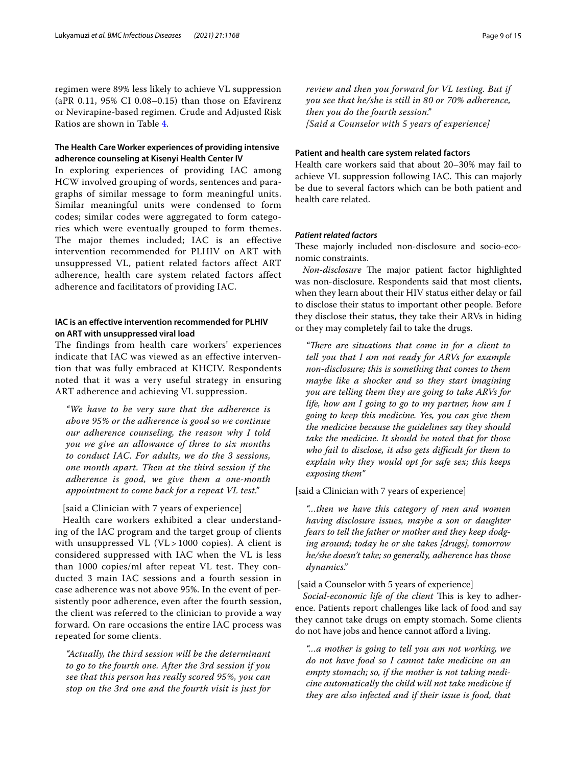regimen were 89% less likely to achieve VL suppression (aPR 0.11, 95% CI 0.08–0.15) than those on Efavirenz or Nevirapine-based regimen. Crude and Adjusted Risk Ratios are shown in Table 4.

### The Health Care Worker experiences of providing intensive adherence counseling at Kisenyi Health Center IV

In exploring experiences of providing IAC among HCW involved grouping of words, sentences and paragraphs of similar message to form meaningful units. Similar meaningful units were condensed to form codes; similar codes were aggregated to form categories which were eventually grouped to form themes. The major themes included; IAC is an effective intervention recommended for PLHIV on ART with unsuppressed VL, patient related factors affect ART adherence, health care system related factors affect adherence and facilitators of providing IAC.

### IAC is an effective intervention recommended for PLHIV on ART with unsuppressed viral load

The findings from health care workers' experiences indicate that IAC was viewed as an effective intervention that was fully embraced at KHCIV. Respondents noted that it was a very useful strategy in ensuring ART adherence and achieving VL suppression.

> *"We have to be very sure that the adherence is above 95% or the adherence is good so we continue our adherence counseling, the reason why I told you we give an allowance of three to six months to conduct IAC. For adults, we do the 3 sessions, one month apart. Then at the third session if the adherence is good, we give them a one-month appointment to come back for a repeat VL test."*

[said a Clinician with 7 years of experience]

Health care workers exhibited a clear understanding of the IAC program and the target group of clients with unsuppressed VL (VL > 1000 copies). A client is considered suppressed with IAC when the VL is less than 1000 copies/ml after repeat VL test. They conducted 3 main IAC sessions and a fourth session in case adherence was not above 95%. In the event of persistently poor adherence, even after the fourth session, the client was referred to the clinician to provide a way forward. On rare occasions the entire IAC process was repeated for some clients.

> *"Actually, the third session will be the determinant to go to the fourth one. After the 3rd session if you see that this person has really scored 95%, you can stop on the 3rd one and the fourth visit is just for review and then you forward for VL testing. But if you see that he/she is still in 80 or 70% adherence, then you do the fourth session."*
> *[Said a Counselor with 5 years of experience]*

### Patient and health care system related factors

Health care workers said that about 20–30% may fail to achieve VL suppression following IAC. This can majorly be due to several factors which can be both patient and health care related.

#### *Patient related factors*

These majorly included non-disclosure and socio-economic constraints.

*Non-disclosure* The major patient factor highlighted was non-disclosure. Respondents said that most clients, when they learn about their HIV status either delay or fail to disclose their status to important other people. Before they disclose their status, they take their ARVs in hiding or they may completely fail to take the drugs.

> *"There are situations that come in for a client to tell you that I am not ready for ARVs for example non-disclosure; this is something that comes to them maybe like a shocker and so they start imagining you are telling them they are going to take ARVs for life, how am I going to go to my partner, how am I going to keep this medicine. Yes, you can give them the medicine because the guidelines say they should take the medicine. It should be noted that for those who fail to disclose, it also gets difficult for them to explain why they would opt for safe sex; this keeps exposing them"*

[said a Clinician with 7 years of experience]

> *"…then we have this category of men and women having disclosure issues, maybe a son or daughter fears to tell the father or mother and they keep dodging around; today he or she takes [drugs], tomorrow he/she doesn't take; so generally, adherence has those dynamics."*

[said a Counselor with 5 years of experience]

*Social-economic life of the client* This is key to adherence. Patients report challenges like lack of food and say they cannot take drugs on empty stomach. Some clients do not have jobs and hence cannot afford a living.

> *"…a mother is going to tell you am not working, we do not have food so I cannot take medicine on an empty stomach; so, if the mother is not taking medicine automatically the child will not take medicine if they are also infected and if their issue is food, that*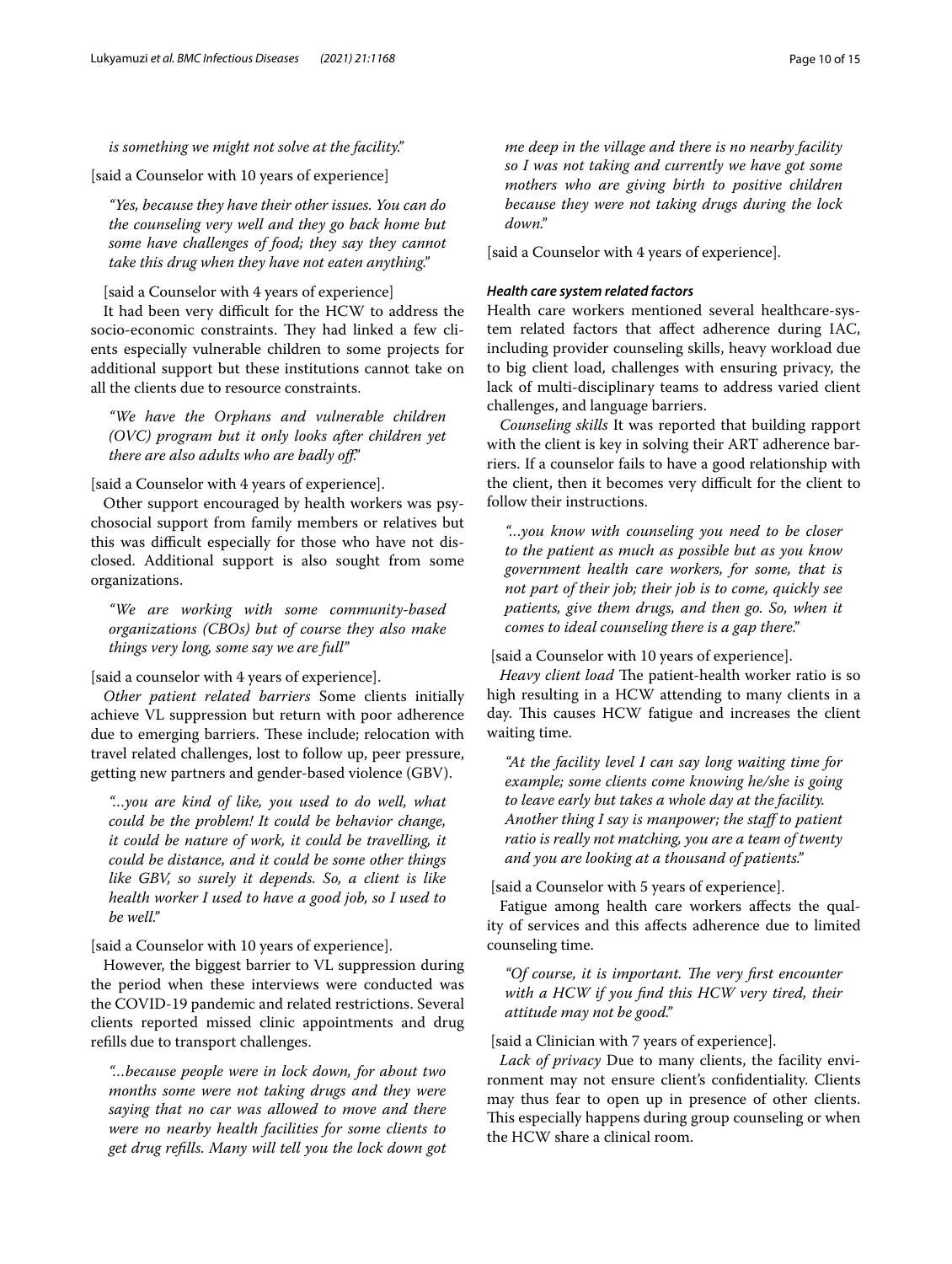*is something we might not solve at the facility."*

[said a Counselor with 10 years of experience]

> *"Yes, because they have their other issues. You can do the counseling very well and they go back home but some have challenges of food; they say they cannot take this drug when they have not eaten anything."*

[said a Counselor with 4 years of experience]

It had been very difficult for the HCW to address the socio-economic constraints. They had linked a few clients especially vulnerable children to some projects for additional support but these institutions cannot take on all the clients due to resource constraints.

> *"We have the Orphans and vulnerable children (OVC) program but it only looks after children yet there are also adults who are badly off."*

[said a Counselor with 4 years of experience].

Other support encouraged by health workers was psychosocial support from family members or relatives but this was difficult especially for those who have not disclosed. Additional support is also sought from some organizations.

> *"We are working with some community-based organizations (CBOs) but of course they also make things very long, some say we are full"*

[said a counselor with 4 years of experience].

*Other patient related barriers* Some clients initially achieve VL suppression but return with poor adherence due to emerging barriers. These include; relocation with travel related challenges, lost to follow up, peer pressure, getting new partners and gender-based violence (GBV).

> *"...you are kind of like, you used to do well, what could be the problem! It could be behavior change, it could be nature of work, it could be travelling, it could be distance, and it could be some other things like GBV, so surely it depends. So, a client is like health worker I used to have a good job, so I used to be well."*

[said a Counselor with 10 years of experience].

However, the biggest barrier to VL suppression during the period when these interviews were conducted was the COVID-19 pandemic and related restrictions. Several clients reported missed clinic appointments and drug refills due to transport challenges.

> *"...because people were in lock down, for about two months some were not taking drugs and they were saying that no car was allowed to move and there were no nearby health facilities for some clients to get drug refills. Many will tell you the lock down got me deep in the village and there is no nearby facility so I was not taking and currently we have got some mothers who are giving birth to positive children because they were not taking drugs during the lock down."*

[said a Counselor with 4 years of experience].

#### Health care system related factors

Health care workers mentioned several healthcare-system related factors that affect adherence during IAC, including provider counseling skills, heavy workload due to big client load, challenges with ensuring privacy, the lack of multi-disciplinary teams to address varied client challenges, and language barriers.

*Counseling skills* It was reported that building rapport with the client is key in solving their ART adherence barriers. If a counselor fails to have a good relationship with the client, then it becomes very difficult for the client to follow their instructions.

> *"...you know with counseling you need to be closer to the patient as much as possible but as you know government health care workers, for some, that is not part of their job; their job is to come, quickly see patients, give them drugs, and then go. So, when it comes to ideal counseling there is a gap there."*

[said a Counselor with 10 years of experience].

*Heavy client load* The patient-health worker ratio is so high resulting in a HCW attending to many clients in a day. This causes HCW fatigue and increases the client waiting time.

> *"At the facility level I can say long waiting time for example; some clients come knowing he/she is going to leave early but takes a whole day at the facility. Another thing I say is manpower; the staff to patient ratio is really not matching, you are a team of twenty and you are looking at a thousand of patients."*

[said a Counselor with 5 years of experience].

Fatigue among health care workers affects the quality of services and this affects adherence due to limited counseling time.

> *"Of course, it is important. The very first encounter with a HCW if you find this HCW very tired, their attitude may not be good."*

[said a Clinician with 7 years of experience].

*Lack of privacy* Due to many clients, the facility environment may not ensure client's confidentiality. Clients may thus fear to open up in presence of other clients. This especially happens during group counseling or when the HCW share a clinical room.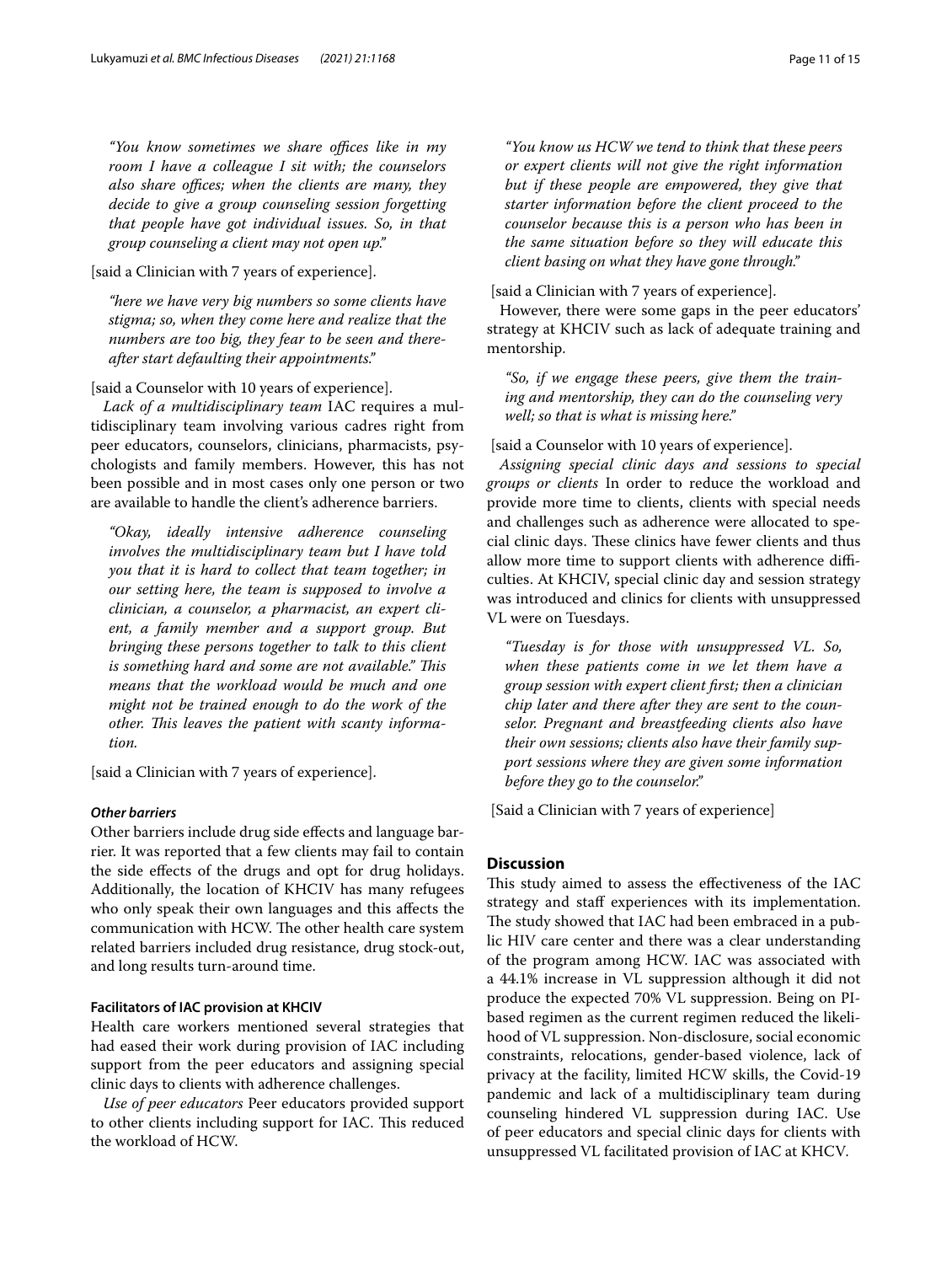*"You know sometimes we share offices like in my room I have a colleague I sit with; the counselors also share offices; when the clients are many, they decide to give a group counseling session forgetting that people have got individual issues. So, in that group counseling a client may not open up."*

[said a Clinician with 7 years of experience].

*"here we have very big numbers so some clients have stigma; so, when they come here and realize that the numbers are too big, they fear to be seen and thereafter start defaulting their appointments."*

[said a Counselor with 10 years of experience].

*Lack of a multidisciplinary team* IAC requires a multidisciplinary team involving various cadres right from peer educators, counselors, clinicians, pharmacists, psychologists and family members. However, this has not been possible and in most cases only one person or two are available to handle the client's adherence barriers.

*"Okay, ideally intensive adherence counseling involves the multidisciplinary team but I have told you that it is hard to collect that team together; in our setting here, the team is supposed to involve a clinician, a counselor, a pharmacist, an expert client, a family member and a support group. But bringing these persons together to talk to this client is something hard and some are not available." This means that the workload would be much and one might not be trained enough to do the work of the other. This leaves the patient with scanty information.*

[said a Clinician with 7 years of experience].

#### Other barriers

Other barriers include drug side effects and language barrier. It was reported that a few clients may fail to contain the side effects of the drugs and opt for drug holidays. Additionally, the location of KHCIV has many refugees who only speak their own languages and this affects the communication with HCW. The other health care system related barriers included drug resistance, drug stock-out, and long results turn-around time.

### Facilitators of IAC provision at KHCIV

Health care workers mentioned several strategies that had eased their work during provision of IAC including support from the peer educators and assigning special clinic days to clients with adherence challenges.

*Use of peer educators* Peer educators provided support to other clients including support for IAC. This reduced the workload of HCW.

*"You know us HCW we tend to think that these peers or expert clients will not give the right information but if these people are empowered, they give that starter information before the client proceed to the counselor because this is a person who has been in the same situation before so they will educate this client basing on what they have gone through."*

[said a Clinician with 7 years of experience].

However, there were some gaps in the peer educators' strategy at KHCIV such as lack of adequate training and mentorship.

*"So, if we engage these peers, give them the training and mentorship, they can do the counseling very well; so that is what is missing here."*

[said a Counselor with 10 years of experience].

*Assigning special clinic days and sessions to special groups or clients* In order to reduce the workload and provide more time to clients, clients with special needs and challenges such as adherence were allocated to special clinic days. These clinics have fewer clients and thus allow more time to support clients with adherence difficulties. At KHCIV, special clinic day and session strategy was introduced and clinics for clients with unsuppressed VL were on Tuesdays.

*"Tuesday is for those with unsuppressed VL. So, when these patients come in we let them have a group session with expert client first; then a clinician chip later and there after they are sent to the counselor. Pregnant and breastfeeding clients also have their own sessions; clients also have their family support sessions where they are given some information before they go to the counselor."*

[Said a Clinician with 7 years of experience]

## Discussion

This study aimed to assess the effectiveness of the IAC strategy and staff experiences with its implementation. The study showed that IAC had been embraced in a public HIV care center and there was a clear understanding of the program among HCW. IAC was associated with a 44.1% increase in VL suppression although it did not produce the expected 70% VL suppression. Being on PI-based regimen as the current regimen reduced the likelihood of VL suppression. Non-disclosure, social economic constraints, relocations, gender-based violence, lack of privacy at the facility, limited HCW skills, the Covid-19 pandemic and lack of a multidisciplinary team during counseling hindered VL suppression during IAC. Use of peer educators and special clinic days for clients with unsuppressed VL facilitated provision of IAC at KHCV.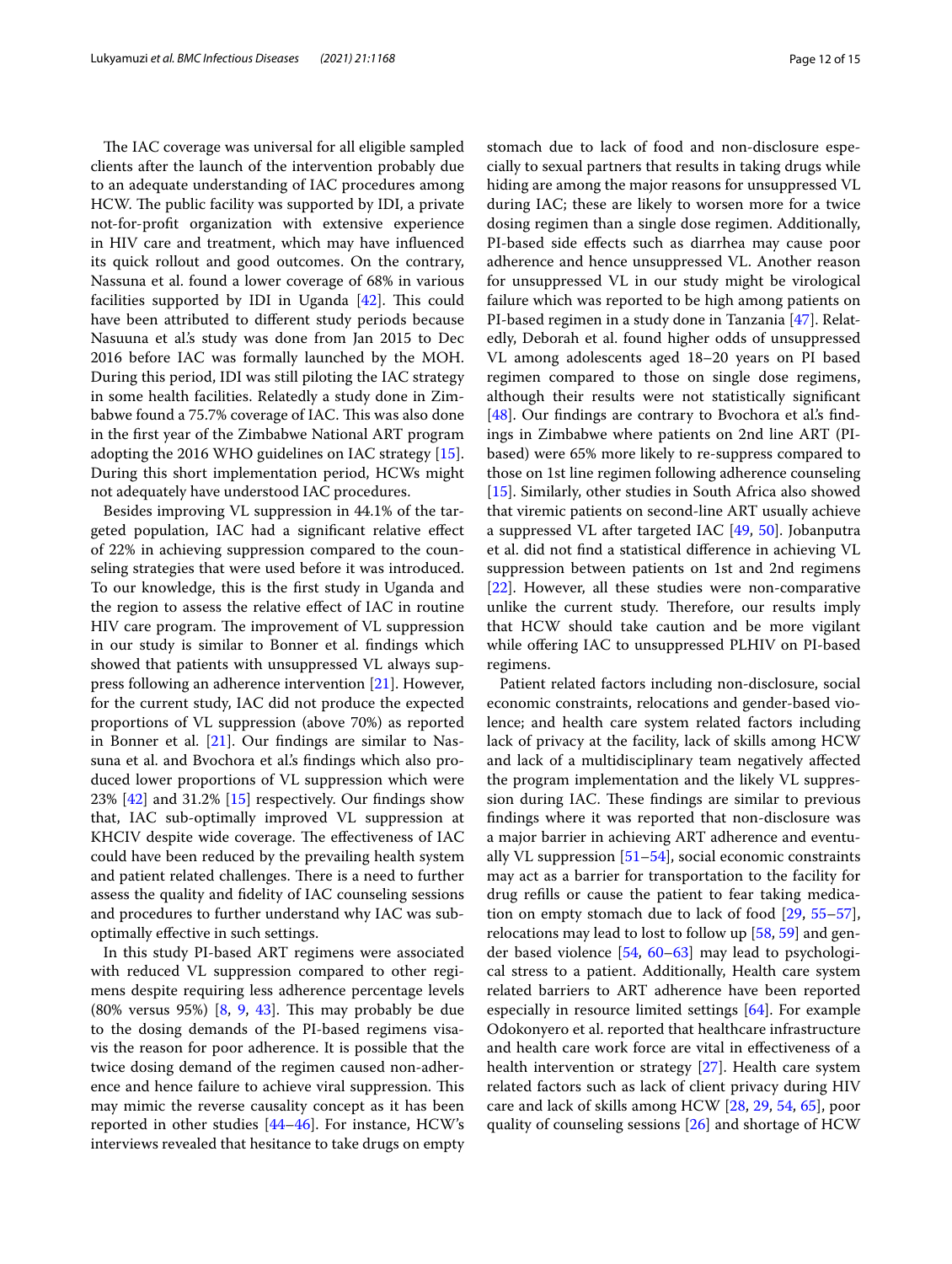The IAC coverage was universal for all eligible sampled clients after the launch of the intervention probably due to an adequate understanding of IAC procedures among HCW. The public facility was supported by IDI, a private not-for-profit organization with extensive experience in HIV care and treatment, which may have influenced its quick rollout and good outcomes. On the contrary, Nassuna et al. found a lower coverage of 68% in various facilities supported by IDI in Uganda [42]. This could have been attributed to different study periods because Nasuuna et al.'s study was done from Jan 2015 to Dec 2016 before IAC was formally launched by the MOH. During this period, IDI was still piloting the IAC strategy in some health facilities. Relatedly a study done in Zimbabwe found a 75.7% coverage of IAC. This was also done in the first year of the Zimbabwe National ART program adopting the 2016 WHO guidelines on IAC strategy [15]. During this short implementation period, HCWs might not adequately have understood IAC procedures.

Besides improving VL suppression in 44.1% of the targeted population, IAC had a significant relative effect of 22% in achieving suppression compared to the counseling strategies that were used before it was introduced. To our knowledge, this is the first study in Uganda and the region to assess the relative effect of IAC in routine HIV care program. The improvement of VL suppression in our study is similar to Bonner et al. findings which showed that patients with unsuppressed VL always suppress following an adherence intervention [21]. However, for the current study, IAC did not produce the expected proportions of VL suppression (above 70%) as reported in Bonner et al. [21]. Our findings are similar to Nassuna et al. and Bvochora et al.'s findings which also produced lower proportions of VL suppression which were 23% [42] and 31.2% [15] respectively. Our findings show that, IAC sub-optimally improved VL suppression at KHCIV despite wide coverage. The effectiveness of IAC could have been reduced by the prevailing health system and patient related challenges. There is a need to further assess the quality and fidelity of IAC counseling sessions and procedures to further understand why IAC was sub-optimally effective in such settings.

In this study PI-based ART regimens were associated with reduced VL suppression compared to other regimens despite requiring less adherence percentage levels (80% versus 95%) [8, 9, 43]. This may probably be due to the dosing demands of the PI-based regimens visa-vis the reason for poor adherence. It is possible that the twice dosing demand of the regimen caused non-adherence and hence failure to achieve viral suppression. This may mimic the reverse causality concept as it has been reported in other studies [44–46]. For instance, HCW's interviews revealed that hesitance to take drugs on empty stomach due to lack of food and non-disclosure especially to sexual partners that results in taking drugs while hiding are among the major reasons for unsuppressed VL during IAC; these are likely to worsen more for a twice dosing regimen than a single dose regimen. Additionally, PI-based side effects such as diarrhea may cause poor adherence and hence unsuppressed VL. Another reason for unsuppressed VL in our study might be virological failure which was reported to be high among patients on PI-based regimen in a study done in Tanzania [47]. Relatedly, Deborah et al. found higher odds of unsuppressed VL among adolescents aged 18–20 years on PI based regimen compared to those on single dose regimens, although their results were not statistically significant [48]. Our findings are contrary to Bvochora et al.'s findings in Zimbabwe where patients on 2nd line ART (PI-based) were 65% more likely to re-suppress compared to those on 1st line regimen following adherence counseling [15]. Similarly, other studies in South Africa also showed that viremic patients on second-line ART usually achieve a suppressed VL after targeted IAC [49, 50]. Jobanputra et al. did not find a statistical difference in achieving VL suppression between patients on 1st and 2nd regimens [22]. However, all these studies were non-comparative unlike the current study. Therefore, our results imply that HCW should take caution and be more vigilant while offering IAC to unsuppressed PLHIV on PI-based regimens.

Patient related factors including non-disclosure, social economic constraints, relocations and gender-based violence; and health care system related factors including lack of privacy at the facility, lack of skills among HCW and lack of a multidisciplinary team negatively affected the program implementation and the likely VL suppression during IAC. These findings are similar to previous findings where it was reported that non-disclosure was a major barrier in achieving ART adherence and eventually VL suppression [51–54], social economic constraints may act as a barrier for transportation to the facility for drug refills or cause the patient to fear taking medication on empty stomach due to lack of food [29, 55–57], relocations may lead to lost to follow up [58, 59] and gender based violence [54, 60–63] may lead to psychological stress to a patient. Additionally, Health care system related barriers to ART adherence have been reported especially in resource limited settings [64]. For example Odokonyero et al. reported that healthcare infrastructure and health care work force are vital in effectiveness of a health intervention or strategy [27]. Health care system related factors such as lack of client privacy during HIV care and lack of skills among HCW [28, 29, 54, 65], poor quality of counseling sessions [26] and shortage of HCW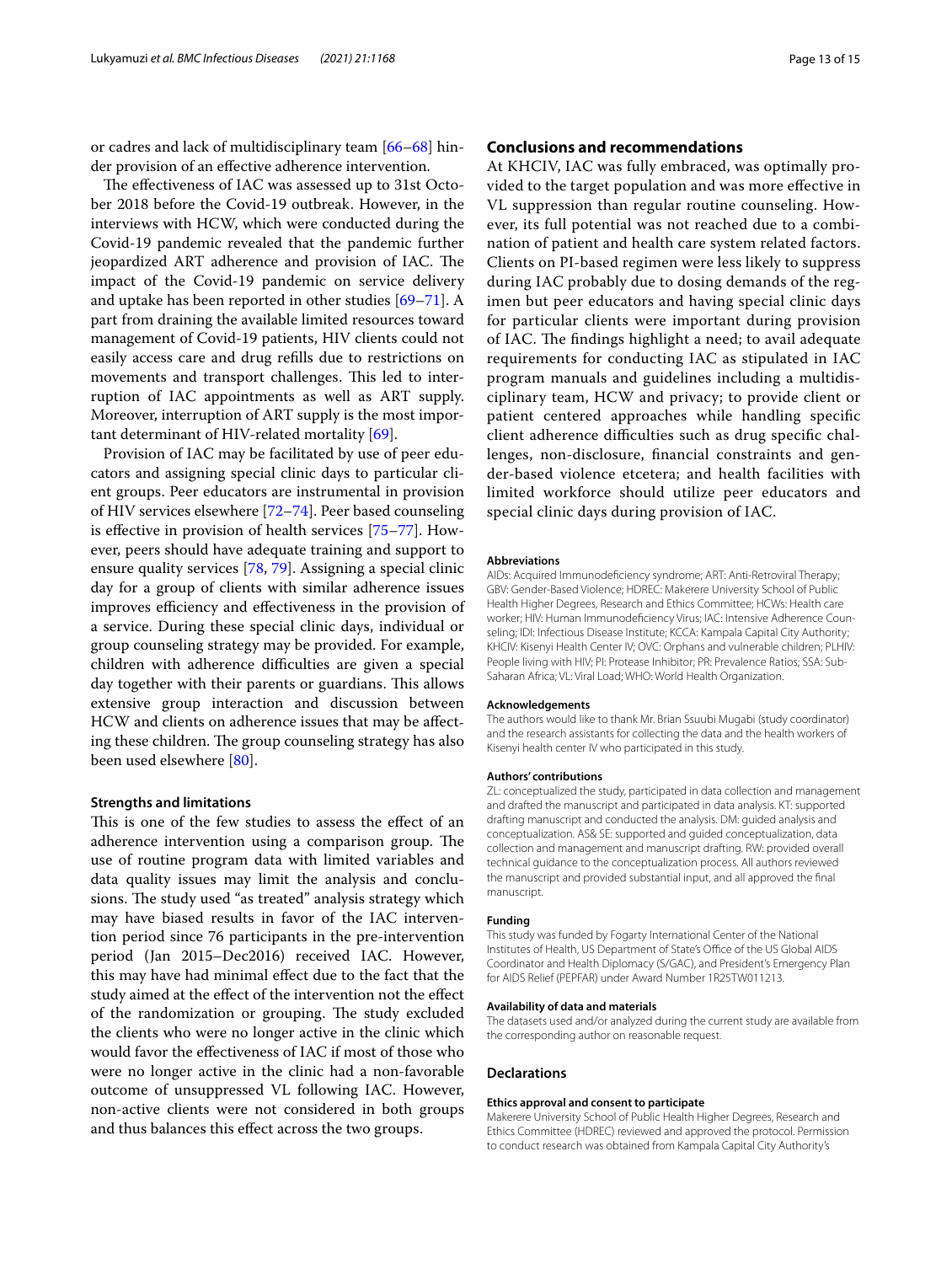or cadres and lack of multidisciplinary team [66–68] hinder provision of an effective adherence intervention.

The effectiveness of IAC was assessed up to 31st October 2018 before the Covid-19 outbreak. However, in the interviews with HCW, which were conducted during the Covid-19 pandemic revealed that the pandemic further jeopardized ART adherence and provision of IAC. The impact of the Covid-19 pandemic on service delivery and uptake has been reported in other studies [69–71]. A part from draining the available limited resources toward management of Covid-19 patients, HIV clients could not easily access care and drug refills due to restrictions on movements and transport challenges. This led to interruption of IAC appointments as well as ART supply. Moreover, interruption of ART supply is the most important determinant of HIV-related mortality [69].

Provision of IAC may be facilitated by use of peer educators and assigning special clinic days to particular client groups. Peer educators are instrumental in provision of HIV services elsewhere [72–74]. Peer based counseling is effective in provision of health services [75–77]. However, peers should have adequate training and support to ensure quality services [78, 79]. Assigning a special clinic day for a group of clients with similar adherence issues improves efficiency and effectiveness in the provision of a service. During these special clinic days, individual or group counseling strategy may be provided. For example, children with adherence difficulties are given a special day together with their parents or guardians. This allows extensive group interaction and discussion between HCW and clients on adherence issues that may be affecting these children. The group counseling strategy has also been used elsewhere [80].

### Strengths and limitations

This is one of the few studies to assess the effect of an adherence intervention using a comparison group. The use of routine program data with limited variables and data quality issues may limit the analysis and conclusions. The study used "as treated" analysis strategy which may have biased results in favor of the IAC intervention period since 76 participants in the pre-intervention period (Jan 2015–Dec2016) received IAC. However, this may have had minimal effect due to the fact that the study aimed at the effect of the intervention not the effect of the randomization or grouping. The study excluded the clients who were no longer active in the clinic which would favor the effectiveness of IAC if most of those who were no longer active in the clinic had a non-favorable outcome of unsuppressed VL following IAC. However, non-active clients were not considered in both groups and thus balances this effect across the two groups.

## Conclusions and recommendations

At KHCIV, IAC was fully embraced, was optimally provided to the target population and was more effective in VL suppression than regular routine counseling. However, its full potential was not reached due to a combination of patient and health care system related factors. Clients on PI-based regimen were less likely to suppress during IAC probably due to dosing demands of the regimen but peer educators and having special clinic days for particular clients were important during provision of IAC. The findings highlight a need; to avail adequate requirements for conducting IAC as stipulated in IAC program manuals and guidelines including a multidisciplinary team, HCW and privacy; to provide client or patient centered approaches while handling specific client adherence difficulties such as drug specific challenges, non-disclosure, financial constraints and gender-based violence etcetera; and health facilities with limited workforce should utilize peer educators and special clinic days during provision of IAC.

#### Abbreviations

AIDs: Acquired Immunodeficiency syndrome; ART: Anti-Retroviral Therapy; GBV: Gender-Based Violence; HDREC: Makerere University School of Public Health Higher Degrees, Research and Ethics Committee; HCWs: Health care worker; HIV: Human Immunodeficiency Virus; IAC: Intensive Adherence Counseling; IDI: Infectious Disease Institute; KCCA: Kampala Capital City Authority; KHCIV: Kisenyi Health Center IV; OVC: Orphans and vulnerable children; PLHIV: People living with HIV; PI: Protease Inhibitor; PR: Prevalence Ratios; SSA: Sub-Saharan Africa; VL: Viral Load; WHO: World Health Organization.

#### Acknowledgements

The authors would like to thank Mr. Brian Ssuubi Mugabi (study coordinator) and the research assistants for collecting the data and the health workers of Kisenyi health center IV who participated in this study.

#### Authors' contributions

ZL: conceptualized the study, participated in data collection and management and drafted the manuscript and participated in data analysis. KT: supported drafting manuscript and conducted the analysis. DM: guided analysis and conceptualization. AS& SE: supported and guided conceptualization, data collection and management and manuscript drafting. RW: provided overall technical guidance to the conceptualization process. All authors reviewed the manuscript and provided substantial input, and all approved the final manuscript.

#### Funding

This study was funded by Fogarty International Center of the National Institutes of Health, US Department of State's Office of the US Global AIDS Coordinator and Health Diplomacy (S/GAC), and President's Emergency Plan for AIDS Relief (PEPFAR) under Award Number 1R25TW011213.

#### Availability of data and materials

The datasets used and/or analyzed during the current study are available from the corresponding author on reasonable request.

## Declarations

#### Ethics approval and consent to participate

Makerere University School of Public Health Higher Degrees, Research and Ethics Committee (HDREC) reviewed and approved the protocol. Permission to conduct research was obtained from Kampala Capital City Authority's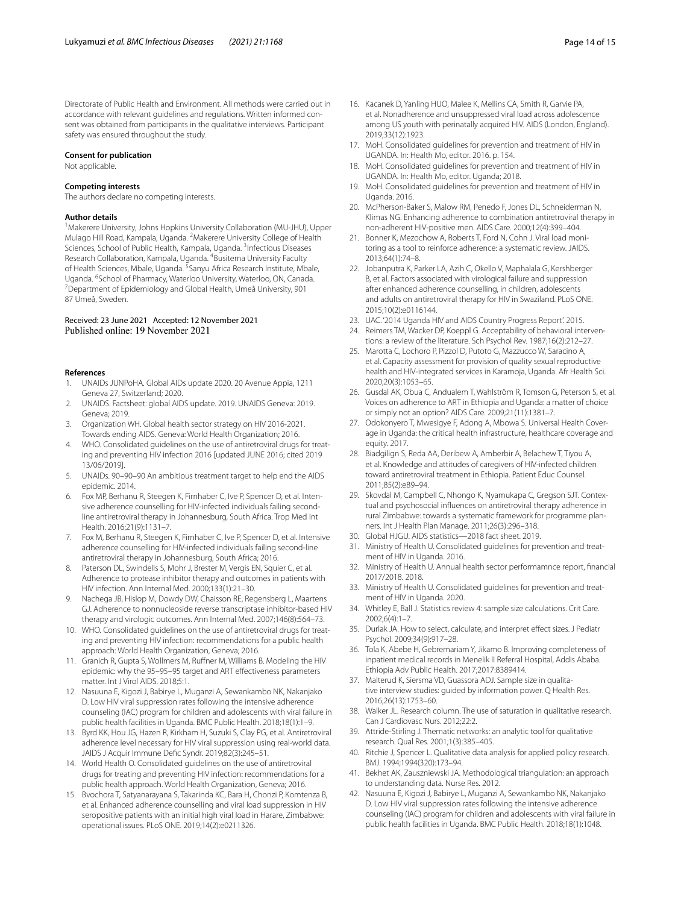Directorate of Public Health and Environment. All methods were carried out in accordance with relevant guidelines and regulations. Written informed consent was obtained from participants in the qualitative interviews. Participant safety was ensured throughout the study.

#### Consent for publication

Not applicable.

#### Competing interests

The authors declare no competing interests.

#### Author details

[1]Makerere University, Johns Hopkins University Collaboration (MU-JHU), Upper Mulago Hill Road, Kampala, Uganda. [2]Makerere University College of Health Sciences, School of Public Health, Kampala, Uganda. [3]Infectious Diseases Research Collaboration, Kampala, Uganda. [4]Busitema University Faculty of Health Sciences, Mbale, Uganda. [5]Sanyu Africa Research Institute, Mbale, Uganda. [6]School of Pharmacy, Waterloo University, Waterloo, ON, Canada. [7]Department of Epidemiology and Global Health, Umeå University, 901 87 Umeå, Sweden.

Received: 23 June 2021 Accepted: 12 November 2021
Published online: 19 November 2021

#### References

1. UNAIDs JUNPoHA. Global AIDs update 2020. 20 Avenue Appia, 1211 Geneva 27, Switzerland; 2020.
2. UNAIDS. Factsheet: global AIDS update. 2019. UNAIDS Geneva: 2019. Geneva; 2019.
3. Organization WH. Global health sector strategy on HIV 2016-2021. Towards ending AIDS. Geneva: World Health Organization; 2016.
4. WHO. Consolidated guidelines on the use of antiretroviral drugs for treating and preventing HIV infection 2016 [updated JUNE 2016; cited 2019 13/06/2019].
5. UNAIDs. 90–90–90 An ambitious treatment target to help end the AIDS epidemic. 2014.
6. Fox MP, Berhanu R, Steegen K, Firnhaber C, Ive P, Spencer D, et al. Intensive adherence counselling for HIV-infected individuals failing second-line antiretroviral therapy in Johannesburg, South Africa. Trop Med Int Health. 2016;21(9):1131–7.
7. Fox M, Berhanu R, Steegen K, Firnhaber C, Ive P, Spencer D, et al. Intensive adherence counselling for HIV-infected individuals failing second-line antiretroviral therapy in Johannesburg, South Africa; 2016.
8. Paterson DL, Swindells S, Mohr J, Brester M, Vergis EN, Squier C, et al. Adherence to protease inhibitor therapy and outcomes in patients with HIV infection. Ann Internal Med. 2000;133(1):21–30.
9. Nachega JB, Hislop M, Dowdy DW, Chaisson RE, Regensberg L, Maartens GJ. Adherence to nonnucleoside reverse transcriptase inhibitor-based HIV therapy and virologic outcomes. Ann Internal Med. 2007;146(8):564–73.
10. WHO. Consolidated guidelines on the use of antiretroviral drugs for treating and preventing HIV infection: recommendations for a public health approach: World Health Organization, Geneva; 2016.
11. Granich R, Gupta S, Wollmers M, Ruffner M, Williams B. Modeling the HIV epidemic: why the 95–95–95 target and ART effectiveness parameters matter. Int J Virol AIDS. 2018;5:1.
12. Nasuuna E, Kigozi J, Babirye L, Muganzi A, Sewankambo NK, Nakanjako D. Low HIV viral suppression rates following the intensive adherence counseling (IAC) program for children and adolescents with viral failure in public health facilities in Uganda. BMC Public Health. 2018;18(1):1–9.
13. Byrd KK, Hou JG, Hazen R, Kirkham H, Suzuki S, Clay PG, et al. Antiretroviral adherence level necessary for HIV viral suppression using real-world data. JAIDS J Acquir Immune Defic Syndr. 2019;82(3):245–51.
14. World Health O. Consolidated guidelines on the use of antiretroviral drugs for treating and preventing HIV infection: recommendations for a public health approach. World Health Organization, Geneva; 2016.
15. Bvochora T, Satyanarayana S, Takarinda KC, Bara H, Chonzi P, Komtenza B, et al. Enhanced adherence counselling and viral load suppression in HIV seropositive patients with an initial high viral load in Harare, Zimbabwe: operational issues. PLoS ONE. 2019;14(2):e0211326.
16. Kacanek D, Yanling HUO, Malee K, Mellins CA, Smith R, Garvie PA, et al. Nonadherence and unsuppressed viral load across adolescence among US youth with perinatally acquired HIV. AIDS (London, England). 2019;33(12):1923.
17. MoH. Consolidated guidelines for prevention and treatment of HIV in UGANDA. In: Health Mo, editor. 2016. p. 154.
18. MoH. Consolidated guidelines for prevention and treatment of HIV in UGANDA. In: Health Mo, editor. Uganda; 2018.
19. MoH. Consolidated guidelines for prevention and treatment of HIV in Uganda. 2016.
20. McPherson-Baker S, Malow RM, Penedo F, Jones DL, Schneiderman N, Klimas NG. Enhancing adherence to combination antiretroviral therapy in non-adherent HIV-positive men. AIDS Care. 2000;12(4):399–404.
21. Bonner K, Mezochow A, Roberts T, Ford N, Cohn J. Viral load monitoring as a tool to reinforce adherence: a systematic review. JAIDS. 2013;64(1):74–8.
22. Jobanputra K, Parker LA, Azih C, Okello V, Maphalala G, Kershberger B, et al. Factors associated with virological failure and suppression after enhanced adherence counselling, in children, adolescents and adults on antiretroviral therapy for HIV in Swaziland. PLoS ONE. 2015;10(2):e0116144.
23. UAC. '2014 Uganda HIV and AIDS Country Progress Report'. 2015.
24. Reimers TM, Wacker DP, Koeppl G. Acceptability of behavioral interventions: a review of the literature. Sch Psychol Rev. 1987;16(2):212–27.
25. Marotta C, Lochoro P, Pizzol D, Putoto G, Mazzucco W, Saracino A, et al. Capacity assessment for provision of quality sexual reproductive health and HIV-integrated services in Karamoja, Uganda. Afr Health Sci. 2020;20(3):1053–65.
26. Gusdal AK, Obua C, Andualem T, Wahlström R, Tomson G, Peterson S, et al. Voices on adherence to ART in Ethiopia and Uganda: a matter of choice or simply not an option? AIDS Care. 2009;21(11):1381–7.
27. Odokonyero T, Mwesigye F, Adong A, Mbowa S. Universal Health Coverage in Uganda: the critical health infrastructure, healthcare coverage and equity. 2017.
28. Biadgilign S, Reda AA, Deribew A, Amberbir A, Belachew T, Tiyou A, et al. Knowledge and attitudes of caregivers of HIV-infected children toward antiretroviral treatment in Ethiopia. Patient Educ Counsel. 2011;85(2):e89–94.
29. Skovdal M, Campbell C, Nhongo K, Nyamukapa C, Gregson SJT. Contextual and psychosocial influences on antiretroviral therapy adherence in rural Zimbabwe: towards a systematic framework for programme planners. Int J Health Plan Manage. 2011;26(3):296–318.
30. Global HJGU. AIDS statistics—2018 fact sheet. 2019.
31. Ministry of Health U. Consolidated guidelines for prevention and treatment of HIV in Uganda. 2016.
32. Ministry of Health U. Annual health sector performamnce report, financial 2017/2018. 2018.
33. Ministry of Health U. Consolidated guidelines for prevention and treatment of HIV in Uganda. 2020.
34. Whitley E, Ball J. Statistics review 4: sample size calculations. Crit Care. 2002;6(4):1–7.
35. Durlak JA. How to select, calculate, and interpret effect sizes. J Pediatr Psychol. 2009;34(9):917–28.
36. Tola K, Abebe H, Gebremariam Y, Jikamo B. Improving completeness of inpatient medical records in Menelik II Referral Hospital, Addis Ababa. Ethiopia Adv Public Health. 2017;2017:8389414.
37. Malterud K, Siersma VD, Guassora ADJ. Sample size in qualitative interview studies: guided by information power. Q Health Res. 2016;26(13):1753–60.
38. Walker JL. Research column. The use of saturation in qualitative research. Can J Cardiovasc Nurs. 2012;22:2.
39. Attride-Stirling J. Thematic networks: an analytic tool for qualitative research. Qual Res. 2001;1(3):385–405.
40. Ritchie J, Spencer L. Qualitative data analysis for applied policy research. BMJ. 1994;1994(320):173–94.
41. Bekhet AK, Zauszniewski JA. Methodological triangulation: an approach to understanding data. Nurse Res. 2012.
42. Nasuuna E, Kigozi J, Babirye L, Muganzi A, Sewankambo NK, Nakanjako D. Low HIV viral suppression rates following the intensive adherence counseling (IAC) program for children and adolescents with viral failure in public health facilities in Uganda. BMC Public Health. 2018;18(1):1048.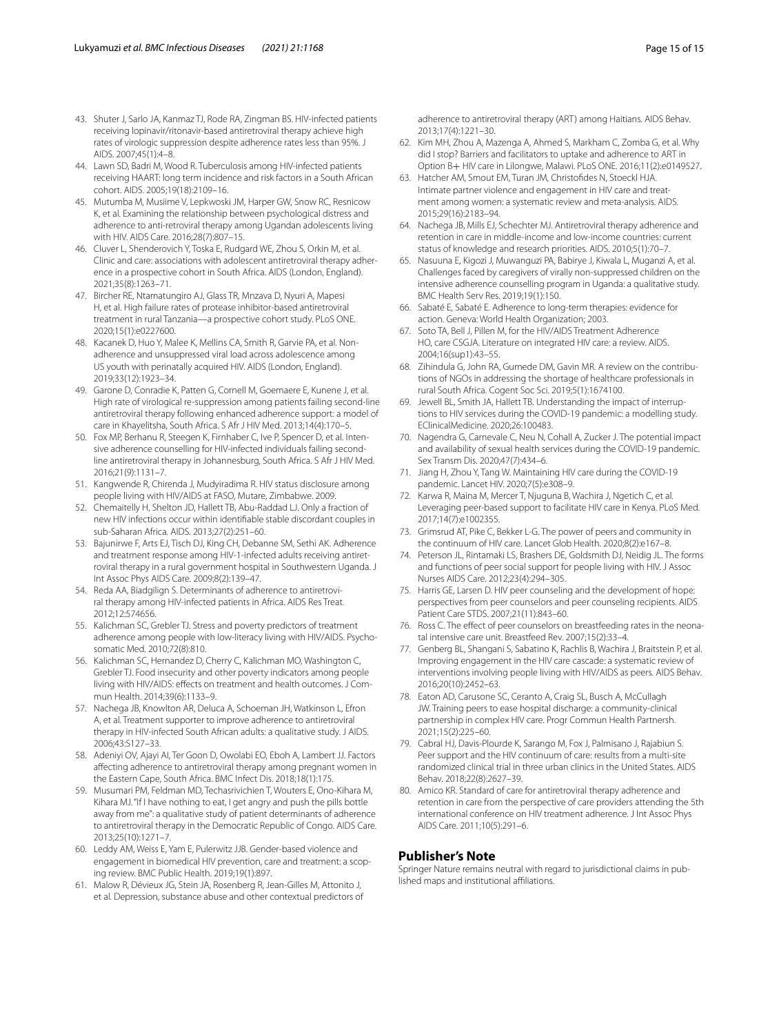43. Shuter J, Sarlo JA, Kanmaz TJ, Rode RA, Zingman BS. HIV-infected patients receiving lopinavir/ritonavir-based antiretroviral therapy achieve high rates of virologic suppression despite adherence rates less than 95%. J AIDS. 2007;45(1):4–8.
44. Lawn SD, Badri M, Wood R. Tuberculosis among HIV-infected patients receiving HAART: long term incidence and risk factors in a South African cohort. AIDS. 2005;19(18):2109–16.
45. Mutumba M, Musiime V, Lepkwoski JM, Harper GW, Snow RC, Resnicow K, et al. Examining the relationship between psychological distress and adherence to anti-retroviral therapy among Ugandan adolescents living with HIV. AIDS Care. 2016;28(7):807–15.
46. Cluver L, Shenderovich Y, Toska E, Rudgard WE, Zhou S, Orkin M, et al. Clinic and care: associations with adolescent antiretroviral therapy adherence in a prospective cohort in South Africa. AIDS (London, England). 2021;35(8):1263–71.
47. Bircher RE, Ntamatungiro AJ, Glass TR, Mnzava D, Nyuri A, Mapesi H, et al. High failure rates of protease inhibitor-based antiretroviral treatment in rural Tanzania—a prospective cohort study. PLoS ONE. 2020;15(1):e0227600.
48. Kacanek D, Huo Y, Malee K, Mellins CA, Smith R, Garvie PA, et al. Nonadherence and unsuppressed viral load across adolescence among US youth with perinatally acquired HIV. AIDS (London, England). 2019;33(12):1923–34.
49. Garone D, Conradie K, Patten G, Cornell M, Goemaere E, Kunene J, et al. High rate of virological re-suppression among patients failing second-line antiretroviral therapy following enhanced adherence support: a model of care in Khayelitsha, South Africa. S Afr J HIV Med. 2013;14(4):170–5.
50. Fox MP, Berhanu R, Steegen K, Firnhaber C, Ive P, Spencer D, et al. Intensive adherence counselling for HIV-infected individuals failing second-line antiretroviral therapy in Johannesburg, South Africa. S Afr J HIV Med. 2016;21(9):1131–7.
51. Kangwende R, Chirenda J, Mudyiradima R. HIV status disclosure among people living with HIV/AIDS at FASO, Mutare, Zimbabwe. 2009.
52. Chemaitelly H, Shelton JD, Hallett TB, Abu-Raddad LJ. Only a fraction of new HIV infections occur within identifiable stable discordant couples in sub-Saharan Africa. AIDS. 2013;27(2):251–60.
53. Bajunirwe F, Arts EJ, Tisch DJ, King CH, Debanne SM, Sethi AK. Adherence and treatment response among HIV-1-infected adults receiving antiretroviral therapy in a rural government hospital in Southwestern Uganda. J Int Assoc Phys AIDS Care. 2009;8(2):139–47.
54. Reda AA, Biadgilign S. Determinants of adherence to antiretroviral therapy among HIV-infected patients in Africa. AIDS Res Treat. 2012;12:574656.
55. Kalichman SC, Grebler TJ. Stress and poverty predictors of treatment adherence among people with low-literacy living with HIV/AIDS. Psychosomatic Med. 2010;72(8):810.
56. Kalichman SC, Hernandez D, Cherry C, Kalichman MO, Washington C, Grebler TJ. Food insecurity and other poverty indicators among people living with HIV/AIDS: effects on treatment and health outcomes. J Commun Health. 2014;39(6):1133–9.
57. Nachega JB, Knowlton AR, Deluca A, Schoeman JH, Watkinson L, Efron A, et al. Treatment supporter to improve adherence to antiretroviral therapy in HIV-infected South African adults: a qualitative study. J AIDS. 2006;43:S127–33.
58. Adeniyi OV, Ajayi AI, Ter Goon D, Owolabi EO, Eboh A, Lambert JJ. Factors affecting adherence to antiretroviral therapy among pregnant women in the Eastern Cape, South Africa. BMC Infect Dis. 2018;18(1):175.
59. Musumari PM, Feldman MD, Techasrivichien T, Wouters E, Ono-Kihara M, Kihara MJ. "If I have nothing to eat, I get angry and push the pills bottle away from me": a qualitative study of patient determinants of adherence to antiretroviral therapy in the Democratic Republic of Congo. AIDS Care. 2013;25(10):1271–7.
60. Leddy AM, Weiss E, Yam E, Pulerwitz JJB. Gender-based violence and engagement in biomedical HIV prevention, care and treatment: a scoping review. BMC Public Health. 2019;19(1):897.
61. Malow R, Dévieux JG, Stein JA, Rosenberg R, Jean-Gilles M, Attonito J, et al. Depression, substance abuse and other contextual predictors of adherence to antiretroviral therapy (ART) among Haitians. AIDS Behav. 2013;17(4):1221–30.
62. Kim MH, Zhou A, Mazenga A, Ahmed S, Markham C, Zomba G, et al. Why did I stop? Barriers and facilitators to uptake and adherence to ART in Option B+ HIV care in Lilongwe, Malawi. PLoS ONE. 2016;11(2):e0149527.
63. Hatcher AM, Smout EM, Turan JM, Christofides N, Stoeckl HJA. Intimate partner violence and engagement in HIV care and treatment among women: a systematic review and meta-analysis. AIDS. 2015;29(16):2183–94.
64. Nachega JB, Mills EJ, Schechter MJ. Antiretroviral therapy adherence and retention in care in middle-income and low-income countries: current status of knowledge and research priorities. AIDS. 2010;5(1):70–7.
65. Nasuuna E, Kigozi J, Muwanguzi PA, Babirye J, Kiwala L, Muganzi A, et al. Challenges faced by caregivers of virally non-suppressed children on the intensive adherence counselling program in Uganda: a qualitative study. BMC Health Serv Res. 2019;19(1):150.
66. Sabaté E, Sabaté E. Adherence to long-term therapies: evidence for action. Geneva: World Health Organization; 2003.
67. Soto TA, Bell J, Pillen M, for the HIV/AIDS Treatment Adherence HO, care CSGJA. Literature on integrated HIV care: a review. AIDS. 2004;16(sup1):43–55.
68. Zihindula G, John RA, Gumede DM, Gavin MR. A review on the contributions of NGOs in addressing the shortage of healthcare professionals in rural South Africa. Cogent Soc Sci. 2019;5(1):1674100.
69. Jewell BL, Smith JA, Hallett TB. Understanding the impact of interruptions to HIV services during the COVID-19 pandemic: a modelling study. EClinicalMedicine. 2020;26:100483.
70. Nagendra G, Carnevale C, Neu N, Cohall A, Zucker J. The potential impact and availability of sexual health services during the COVID-19 pandemic. Sex Transm Dis. 2020;47(7):434–6.
71. Jiang H, Zhou Y, Tang W. Maintaining HIV care during the COVID-19 pandemic. Lancet HIV. 2020;7(5):e308–9.
72. Karwa R, Maina M, Mercer T, Njuguna B, Wachira J, Ngetich C, et al. Leveraging peer-based support to facilitate HIV care in Kenya. PLoS Med. 2017;14(7):e1002355.
73. Grimsrud AT, Pike C, Bekker L-G. The power of peers and community in the continuum of HIV care. Lancet Glob Health. 2020;8(2):e167–8.
74. Peterson JL, Rintamaki LS, Brashers DE, Goldsmith DJ, Neidig JL. The forms and functions of peer social support for people living with HIV. J Assoc Nurses AIDS Care. 2012;23(4):294–305.
75. Harris GE, Larsen D. HIV peer counseling and the development of hope: perspectives from peer counselors and peer counseling recipients. AIDS Patient Care STDS. 2007;21(11):843–60.
76. Ross C. The effect of peer counselors on breastfeeding rates in the neonatal intensive care unit. Breastfeed Rev. 2007;15(2):33–4.
77. Genberg BL, Shangani S, Sabatino K, Rachlis B, Wachira J, Braitstein P, et al. Improving engagement in the HIV care cascade: a systematic review of interventions involving people living with HIV/AIDS as peers. AIDS Behav. 2016;20(10):2452–63.
78. Eaton AD, Carusone SC, Ceranto A, Craig SL, Busch A, McCullagh JW. Training peers to ease hospital discharge: a community-clinical partnership in complex HIV care. Progr Commun Health Partnersh. 2021;15(2):225–60.
79. Cabral HJ, Davis-Plourde K, Sarango M, Fox J, Palmisano J, Rajabiun S. Peer support and the HIV continuum of care: results from a multi-site randomized clinical trial in three urban clinics in the United States. AIDS Behav. 2018;22(8):2627–39.
80. Amico KR. Standard of care for antiretroviral therapy adherence and retention in care from the perspective of care providers attending the 5th international conference on HIV treatment adherence. J Int Assoc Phys AIDS Care. 2011;10(5):291–6.

## Publisher's Note

Springer Nature remains neutral with regard to jurisdictional claims in published maps and institutional affiliations.